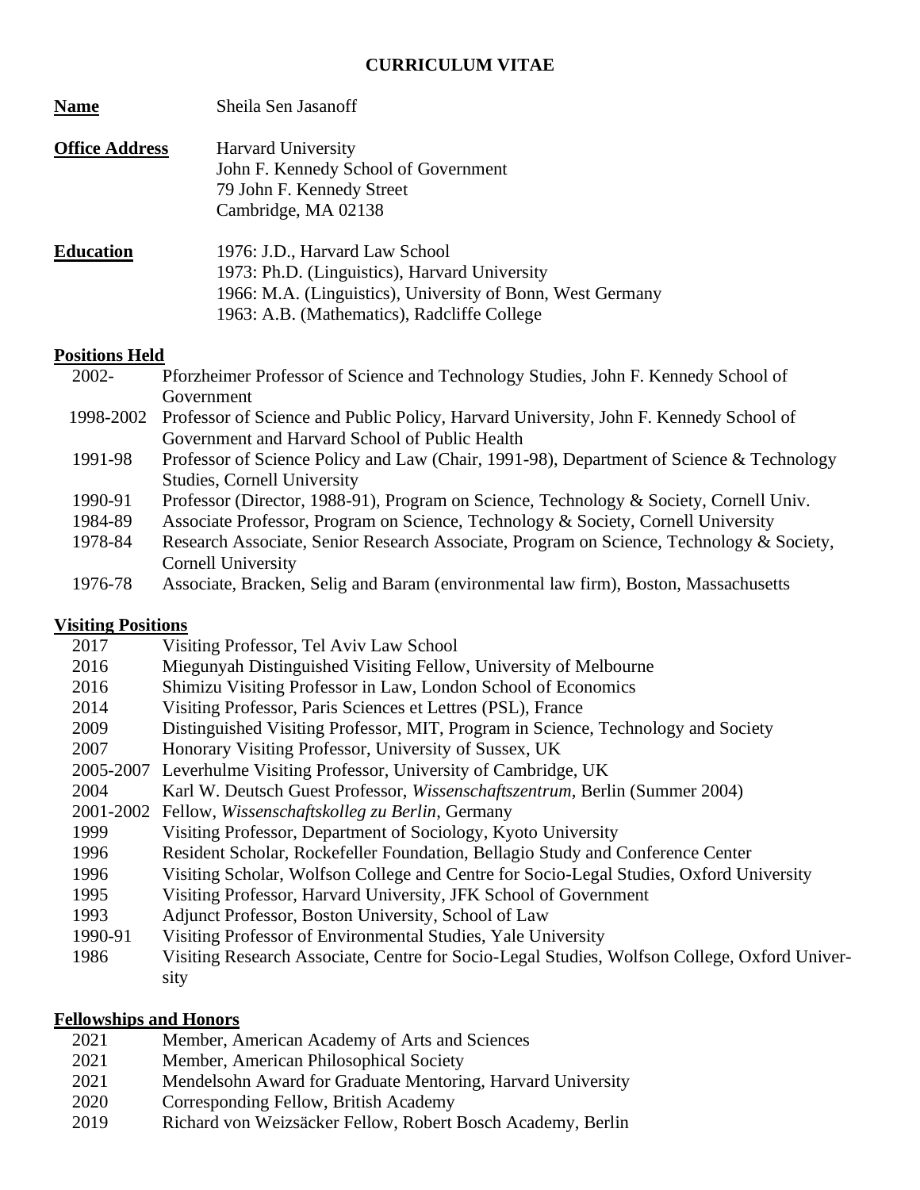# CURRICULUM VITAE

| | |
|---|---|
| **Name** | Sheila Sen Jasanoff |
| **Office Address** | Harvard University<br>John F. Kennedy School of Government<br>79 John F. Kennedy Street<br>Cambridge, MA 02138 |
| **Education** | 1976: J.D., Harvard Law School<br>1973: Ph.D. (Linguistics), Harvard University<br>1966: M.A. (Linguistics), University of Bonn, West Germany<br>1963: A.B. (Mathematics), Radcliffe College |

## Positions Held

| | |
|---|---|
| 2002- | Pforzheimer Professor of Science and Technology Studies, John F. Kennedy School of Government |
| 1998-2002 | Professor of Science and Public Policy, Harvard University, John F. Kennedy School of Government and Harvard School of Public Health |
| 1991-98 | Professor of Science Policy and Law (Chair, 1991-98), Department of Science & Technology Studies, Cornell University |
| 1990-91 | Professor (Director, 1988-91), Program on Science, Technology & Society, Cornell Univ. |
| 1984-89 | Associate Professor, Program on Science, Technology & Society, Cornell University |
| 1978-84 | Research Associate, Senior Research Associate, Program on Science, Technology & Society, Cornell University |
| 1976-78 | Associate, Bracken, Selig and Baram (environmental law firm), Boston, Massachusetts |

## Visiting Positions

| | |
|---|---|
| 2017 | Visiting Professor, Tel Aviv Law School |
| 2016 | Miegunyah Distinguished Visiting Fellow, University of Melbourne |
| 2016 | Shimizu Visiting Professor in Law, London School of Economics |
| 2014 | Visiting Professor, Paris Sciences et Lettres (PSL), France |
| 2009 | Distinguished Visiting Professor, MIT, Program in Science, Technology and Society |
| 2007 | Honorary Visiting Professor, University of Sussex, UK |
| 2005-2007 | Leverhulme Visiting Professor, University of Cambridge, UK |
| 2004 | Karl W. Deutsch Guest Professor, *Wissenschaftszentrum*, Berlin (Summer 2004) |
| 2001-2002 | Fellow, *Wissenschaftskolleg zu Berlin*, Germany |
| 1999 | Visiting Professor, Department of Sociology, Kyoto University |
| 1996 | Resident Scholar, Rockefeller Foundation, Bellagio Study and Conference Center |
| 1996 | Visiting Scholar, Wolfson College and Centre for Socio-Legal Studies, Oxford University |
| 1995 | Visiting Professor, Harvard University, JFK School of Government |
| 1993 | Adjunct Professor, Boston University, School of Law |
| 1990-91 | Visiting Professor of Environmental Studies, Yale University |
| 1986 | Visiting Research Associate, Centre for Socio-Legal Studies, Wolfson College, Oxford University |

## Fellowships and Honors

| | |
|---|---|
| 2021 | Member, American Academy of Arts and Sciences |
| 2021 | Member, American Philosophical Society |
| 2021 | Mendelsohn Award for Graduate Mentoring, Harvard University |
| 2020 | Corresponding Fellow, British Academy |
| 2019 | Richard von Weizsäcker Fellow, Robert Bosch Academy, Berlin |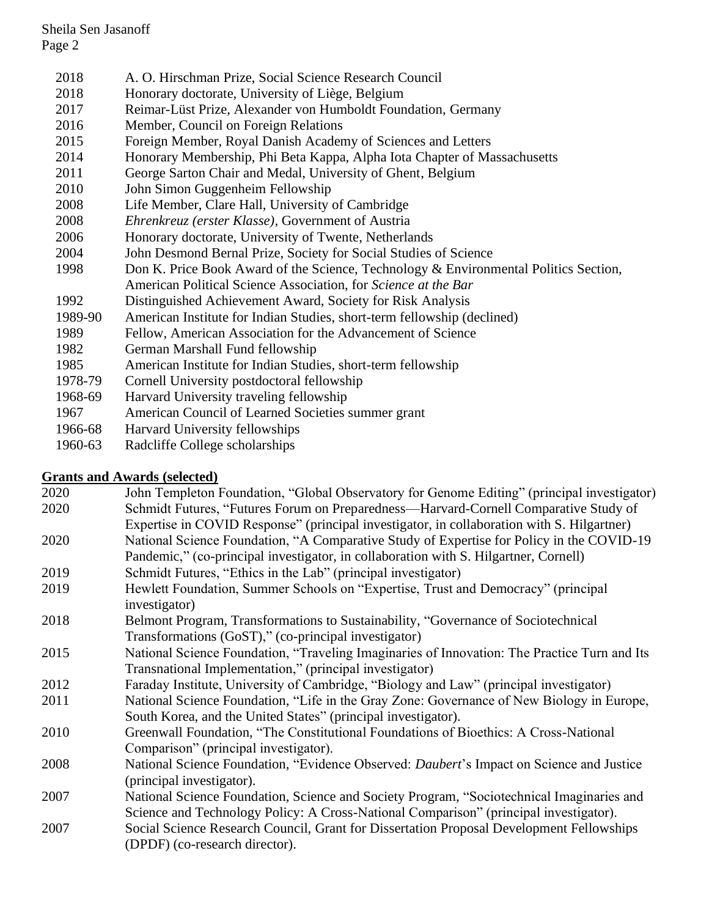| | |
|---|---|
| 2018 | A. O. Hirschman Prize, Social Science Research Council |
| 2018 | Honorary doctorate, University of Liège, Belgium |
| 2017 | Reimar-Lüst Prize, Alexander von Humboldt Foundation, Germany |
| 2016 | Member, Council on Foreign Relations |
| 2015 | Foreign Member, Royal Danish Academy of Sciences and Letters |
| 2014 | Honorary Membership, Phi Beta Kappa, Alpha Iota Chapter of Massachusetts |
| 2011 | George Sarton Chair and Medal, University of Ghent, Belgium |
| 2010 | John Simon Guggenheim Fellowship |
| 2008 | Life Member, Clare Hall, University of Cambridge |
| 2008 | *Ehrenkreuz (erster Klasse)*, Government of Austria |
| 2006 | Honorary doctorate, University of Twente, Netherlands |
| 2004 | John Desmond Bernal Prize, Society for Social Studies of Science |
| 1998 | Don K. Price Book Award of the Science, Technology & Environmental Politics Section, American Political Science Association, for *Science at the Bar* |
| 1992 | Distinguished Achievement Award, Society for Risk Analysis |
| 1989-90 | American Institute for Indian Studies, short-term fellowship (declined) |
| 1989 | Fellow, American Association for the Advancement of Science |
| 1982 | German Marshall Fund fellowship |
| 1985 | American Institute for Indian Studies, short-term fellowship |
| 1978-79 | Cornell University postdoctoral fellowship |
| 1968-69 | Harvard University traveling fellowship |
| 1967 | American Council of Learned Societies summer grant |
| 1966-68 | Harvard University fellowships |
| 1960-63 | Radcliffe College scholarships |

**Grants and Awards (selected)**

| | |
|---|---|
| 2020 | John Templeton Foundation, "Global Observatory for Genome Editing" (principal investigator) |
| 2020 | Schmidt Futures, "Futures Forum on Preparedness—Harvard-Cornell Comparative Study of Expertise in COVID Response" (principal investigator, in collaboration with S. Hilgartner) |
| 2020 | National Science Foundation, "A Comparative Study of Expertise for Policy in the COVID-19 Pandemic," (co-principal investigator, in collaboration with S. Hilgartner, Cornell) |
| 2019 | Schmidt Futures, "Ethics in the Lab" (principal investigator) |
| 2019 | Hewlett Foundation, Summer Schools on "Expertise, Trust and Democracy" (principal investigator) |
| 2018 | Belmont Program, Transformations to Sustainability, "Governance of Sociotechnical Transformations (GoST)," (co-principal investigator) |
| 2015 | National Science Foundation, "Traveling Imaginaries of Innovation: The Practice Turn and Its Transnational Implementation," (principal investigator) |
| 2012 | Faraday Institute, University of Cambridge, "Biology and Law" (principal investigator) |
| 2011 | National Science Foundation, "Life in the Gray Zone: Governance of New Biology in Europe, South Korea, and the United States" (principal investigator). |
| 2010 | Greenwall Foundation, "The Constitutional Foundations of Bioethics: A Cross-National Comparison" (principal investigator). |
| 2008 | National Science Foundation, "Evidence Observed: *Daubert*'s Impact on Science and Justice (principal investigator). |
| 2007 | National Science Foundation, Science and Society Program, "Sociotechnical Imaginaries and Science and Technology Policy: A Cross-National Comparison" (principal investigator). |
| 2007 | Social Science Research Council, Grant for Dissertation Proposal Development Fellowships (DPDF) (co-research director). |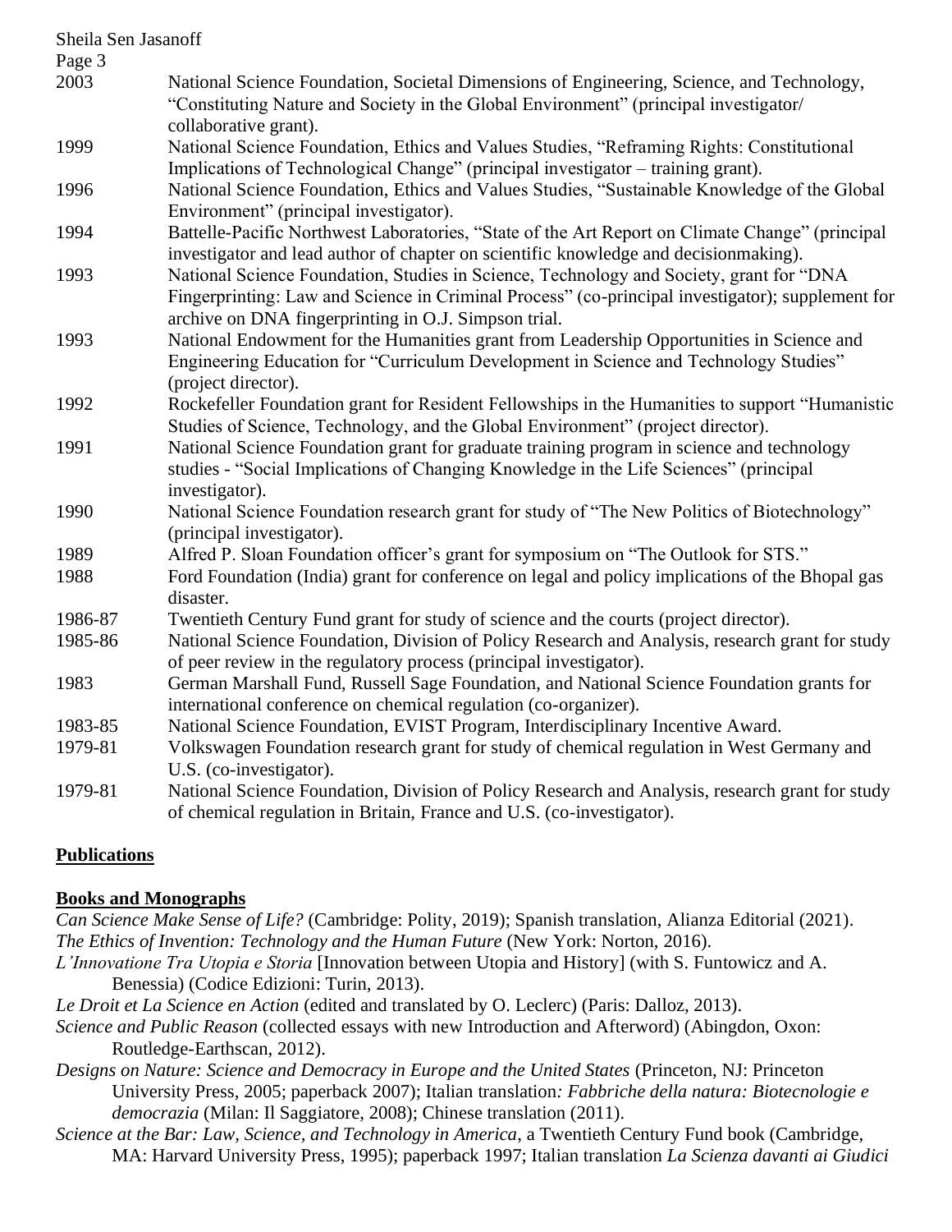| | |
|---|---|
| 2003 | National Science Foundation, Societal Dimensions of Engineering, Science, and Technology, "Constituting Nature and Society in the Global Environment" (principal investigator/ collaborative grant). |
| 1999 | National Science Foundation, Ethics and Values Studies, "Reframing Rights: Constitutional Implications of Technological Change" (principal investigator – training grant). |
| 1996 | National Science Foundation, Ethics and Values Studies, "Sustainable Knowledge of the Global Environment" (principal investigator). |
| 1994 | Battelle-Pacific Northwest Laboratories, "State of the Art Report on Climate Change" (principal investigator and lead author of chapter on scientific knowledge and decisionmaking). |
| 1993 | National Science Foundation, Studies in Science, Technology and Society, grant for "DNA Fingerprinting: Law and Science in Criminal Process" (co-principal investigator); supplement for archive on DNA fingerprinting in O.J. Simpson trial. |
| 1993 | National Endowment for the Humanities grant from Leadership Opportunities in Science and Engineering Education for "Curriculum Development in Science and Technology Studies" (project director). |
| 1992 | Rockefeller Foundation grant for Resident Fellowships in the Humanities to support "Humanistic Studies of Science, Technology, and the Global Environment" (project director). |
| 1991 | National Science Foundation grant for graduate training program in science and technology studies - "Social Implications of Changing Knowledge in the Life Sciences" (principal investigator). |
| 1990 | National Science Foundation research grant for study of "The New Politics of Biotechnology" (principal investigator). |
| 1989 | Alfred P. Sloan Foundation officer's grant for symposium on "The Outlook for STS." |
| 1988 | Ford Foundation (India) grant for conference on legal and policy implications of the Bhopal gas disaster. |
| 1986-87 | Twentieth Century Fund grant for study of science and the courts (project director). |
| 1985-86 | National Science Foundation, Division of Policy Research and Analysis, research grant for study of peer review in the regulatory process (principal investigator). |
| 1983 | German Marshall Fund, Russell Sage Foundation, and National Science Foundation grants for international conference on chemical regulation (co-organizer). |
| 1983-85 | National Science Foundation, EVIST Program, Interdisciplinary Incentive Award. |
| 1979-81 | Volkswagen Foundation research grant for study of chemical regulation in West Germany and U.S. (co-investigator). |
| 1979-81 | National Science Foundation, Division of Policy Research and Analysis, research grant for study of chemical regulation in Britain, France and U.S. (co-investigator). |

## Publications

### Books and Monographs

*Can Science Make Sense of Life?* (Cambridge: Polity, 2019); Spanish translation, Alianza Editorial (2021).

*The Ethics of Invention: Technology and the Human Future* (New York: Norton, 2016).

*L'Innovatione Tra Utopia e Storia* [Innovation between Utopia and History] (with S. Funtowicz and A. Benessia) (Codice Edizioni: Turin, 2013).

*Le Droit et La Science en Action* (edited and translated by O. Leclerc) (Paris: Dalloz, 2013).

*Science and Public Reason* (collected essays with new Introduction and Afterword) (Abingdon, Oxon: Routledge-Earthscan, 2012).

*Designs on Nature: Science and Democracy in Europe and the United States* (Princeton, NJ: Princeton University Press, 2005; paperback 2007); Italian translation*: Fabbriche della natura: Biotecnologie e democrazia* (Milan: Il Saggiatore, 2008); Chinese translation (2011).

*Science at the Bar: Law, Science, and Technology in America*, a Twentieth Century Fund book (Cambridge, MA: Harvard University Press, 1995); paperback 1997; Italian translation *La Scienza davanti ai Giudici*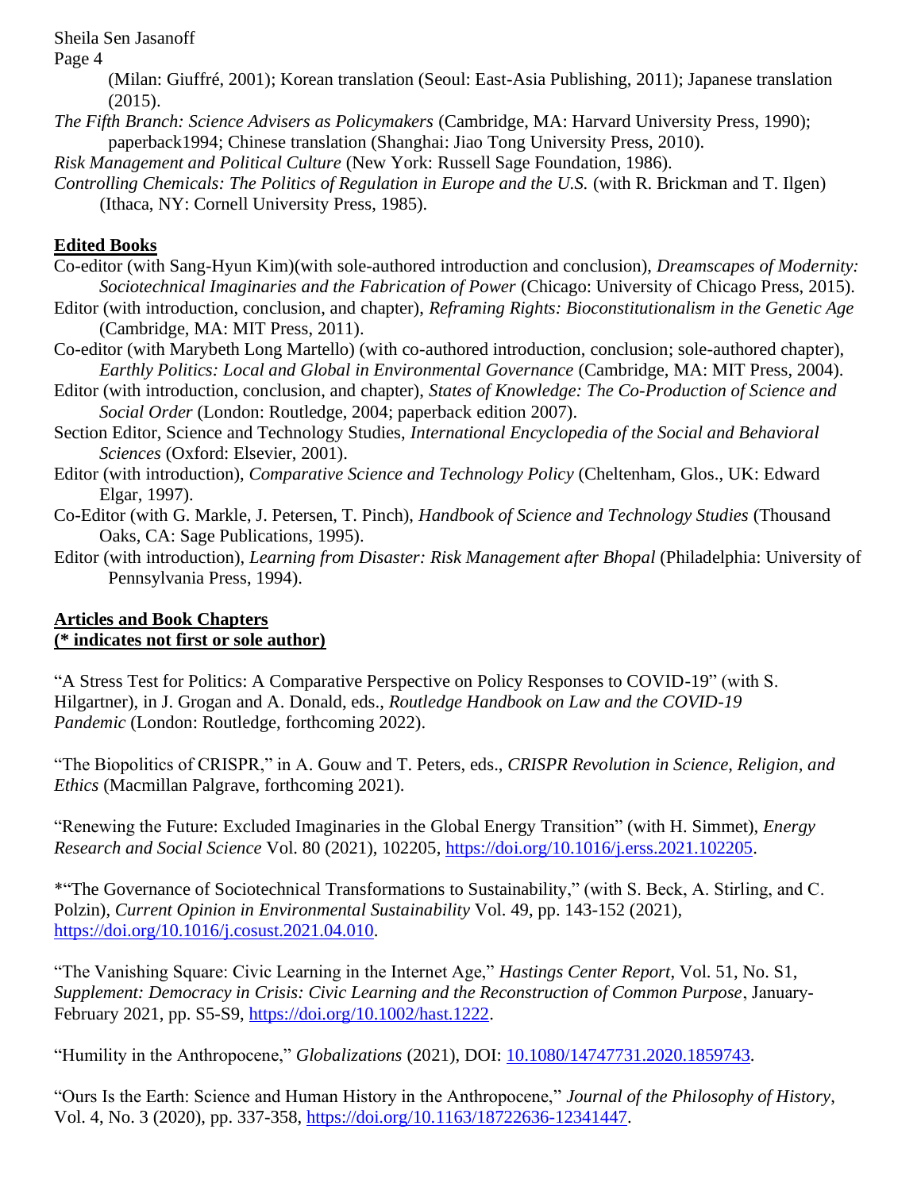(Milan: Giuffré, 2001); Korean translation (Seoul: East-Asia Publishing, 2011); Japanese translation (2015).

*The Fifth Branch: Science Advisers as Policymakers* (Cambridge, MA: Harvard University Press, 1990); paperback1994; Chinese translation (Shanghai: Jiao Tong University Press, 2010).

*Risk Management and Political Culture* (New York: Russell Sage Foundation, 1986).

*Controlling Chemicals: The Politics of Regulation in Europe and the U.S.* (with R. Brickman and T. Ilgen) (Ithaca, NY: Cornell University Press, 1985).

## Edited Books

Co-editor (with Sang-Hyun Kim)(with sole-authored introduction and conclusion), *Dreamscapes of Modernity: Sociotechnical Imaginaries and the Fabrication of Power* (Chicago: University of Chicago Press, 2015).

Editor (with introduction, conclusion, and chapter), *Reframing Rights: Bioconstitutionalism in the Genetic Age* (Cambridge, MA: MIT Press, 2011).

Co-editor (with Marybeth Long Martello) (with co-authored introduction, conclusion; sole-authored chapter), *Earthly Politics: Local and Global in Environmental Governance* (Cambridge, MA: MIT Press, 2004).

Editor (with introduction, conclusion, and chapter), *States of Knowledge: The Co-Production of Science and Social Order* (London: Routledge, 2004; paperback edition 2007).

Section Editor, Science and Technology Studies, *International Encyclopedia of the Social and Behavioral Sciences* (Oxford: Elsevier, 2001).

Editor (with introduction), *Comparative Science and Technology Policy* (Cheltenham, Glos., UK: Edward Elgar, 1997).

Co-Editor (with G. Markle, J. Petersen, T. Pinch), *Handbook of Science and Technology Studies* (Thousand Oaks, CA: Sage Publications, 1995).

Editor (with introduction), *Learning from Disaster: Risk Management after Bhopal* (Philadelphia: University of Pennsylvania Press, 1994).

## Articles and Book Chapters
**(* indicates not first or sole author)**

"A Stress Test for Politics: A Comparative Perspective on Policy Responses to COVID-19" (with S. Hilgartner), in J. Grogan and A. Donald, eds., *Routledge Handbook on Law and the COVID-19 Pandemic* (London: Routledge, forthcoming 2022).

"The Biopolitics of CRISPR," in A. Gouw and T. Peters, eds., *CRISPR Revolution in Science, Religion, and Ethics* (Macmillan Palgrave, forthcoming 2021).

"Renewing the Future: Excluded Imaginaries in the Global Energy Transition" (with H. Simmet), *Energy Research and Social Science* Vol. 80 (2021), 102205, https://doi.org/10.1016/j.erss.2021.102205.

*"The Governance of Sociotechnical Transformations to Sustainability," (with S. Beck, A. Stirling, and C. Polzin), *Current Opinion in Environmental Sustainability* Vol. 49, pp. 143-152 (2021), https://doi.org/10.1016/j.cosust.2021.04.010.

"The Vanishing Square: Civic Learning in the Internet Age," *Hastings Center Report*, Vol. 51, No. S1, *Supplement: Democracy in Crisis: Civic Learning and the Reconstruction of Common Purpose*, January-February 2021, pp. S5-S9, https://doi.org/10.1002/hast.1222.

"Humility in the Anthropocene," *Globalizations* (2021), DOI: 10.1080/14747731.2020.1859743.

"Ours Is the Earth: Science and Human History in the Anthropocene," *Journal of the Philosophy of History*, Vol. 4, No. 3 (2020), pp. 337-358, https://doi.org/10.1163/18722636-12341447.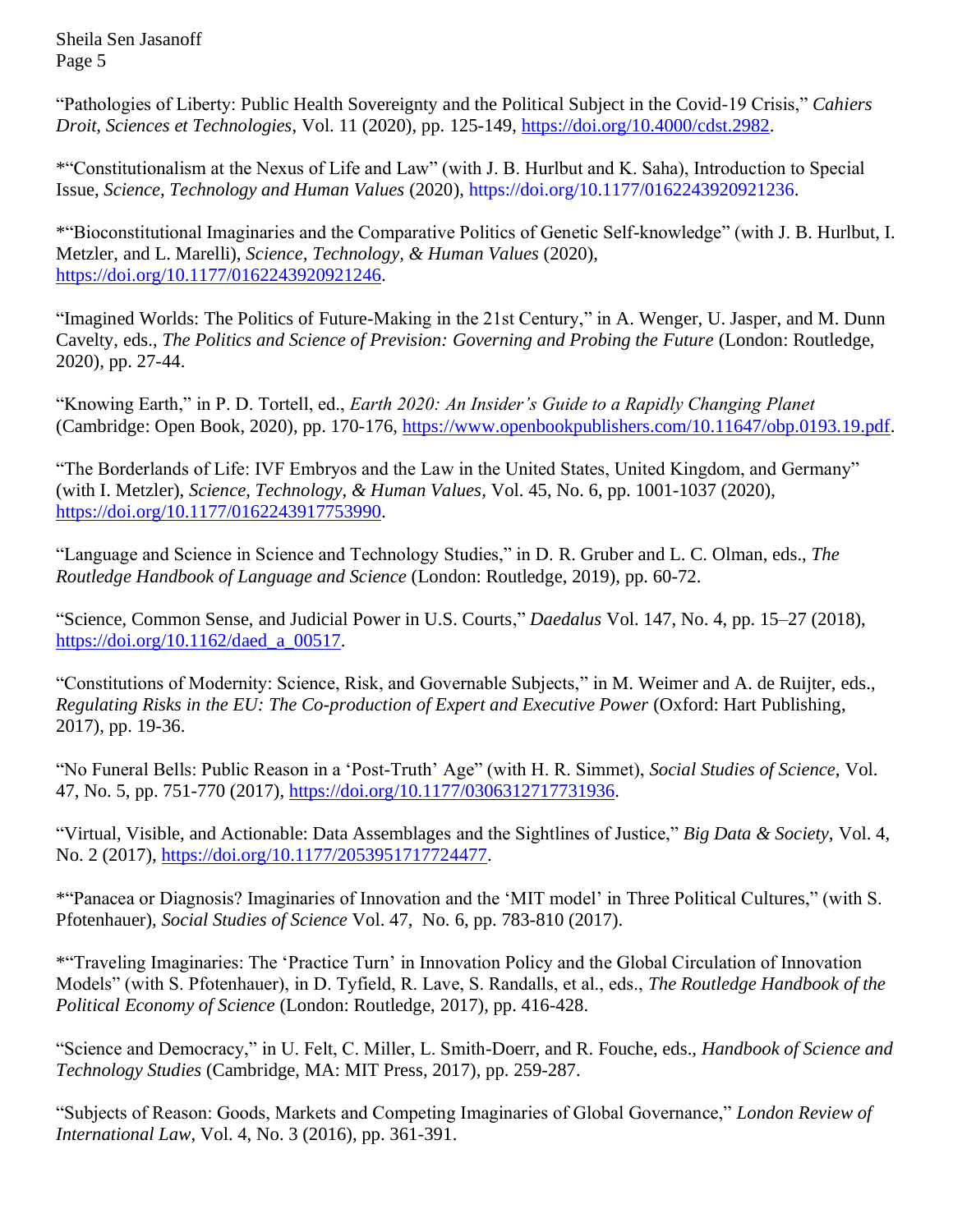"Pathologies of Liberty: Public Health Sovereignty and the Political Subject in the Covid-19 Crisis," *Cahiers Droit, Sciences et Technologies*, Vol. 11 (2020), pp. 125-149, https://doi.org/10.4000/cdst.2982.

*"Constitutionalism at the Nexus of Life and Law" (with J. B. Hurlbut and K. Saha), Introduction to Special Issue, *Science, Technology and Human Values* (2020), https://doi.org/10.1177/0162243920921236.

*"Bioconstitutional Imaginaries and the Comparative Politics of Genetic Self-knowledge" (with J. B. Hurlbut, I. Metzler, and L. Marelli), *Science, Technology, & Human Values* (2020), https://doi.org/10.1177/0162243920921246.

"Imagined Worlds: The Politics of Future-Making in the 21st Century," in A. Wenger, U. Jasper, and M. Dunn Cavelty, eds., *The Politics and Science of Prevision: Governing and Probing the Future* (London: Routledge, 2020), pp. 27-44.

"Knowing Earth," in P. D. Tortell, ed., *Earth 2020: An Insider's Guide to a Rapidly Changing Planet* (Cambridge: Open Book, 2020), pp. 170-176, https://www.openbookpublishers.com/10.11647/obp.0193.19.pdf.

"The Borderlands of Life: IVF Embryos and the Law in the United States, United Kingdom, and Germany" (with I. Metzler), *Science, Technology, & Human Values*, Vol. 45, No. 6, pp. 1001-1037 (2020), https://doi.org/10.1177/0162243917753990.

"Language and Science in Science and Technology Studies," in D. R. Gruber and L. C. Olman, eds., *The Routledge Handbook of Language and Science* (London: Routledge, 2019), pp. 60-72.

"Science, Common Sense, and Judicial Power in U.S. Courts," *Daedalus* Vol. 147, No. 4, pp. 15–27 (2018), https://doi.org/10.1162/daed_a_00517.

"Constitutions of Modernity: Science, Risk, and Governable Subjects," in M. Weimer and A. de Ruijter, eds., *Regulating Risks in the EU: The Co-production of Expert and Executive Power* (Oxford: Hart Publishing, 2017), pp. 19-36.

"No Funeral Bells: Public Reason in a 'Post-Truth' Age" (with H. R. Simmet), *Social Studies of Science*, Vol. 47, No. 5, pp. 751-770 (2017), https://doi.org/10.1177/0306312717731936.

"Virtual, Visible, and Actionable: Data Assemblages and the Sightlines of Justice," *Big Data & Society*, Vol. 4, No. 2 (2017), https://doi.org/10.1177/2053951717724477.

*"Panacea or Diagnosis? Imaginaries of Innovation and the 'MIT model' in Three Political Cultures," (with S. Pfotenhauer), *Social Studies of Science* Vol. 47, No. 6, pp. 783-810 (2017).

*"Traveling Imaginaries: The 'Practice Turn' in Innovation Policy and the Global Circulation of Innovation Models" (with S. Pfotenhauer), in D. Tyfield, R. Lave, S. Randalls, et al., eds., *The Routledge Handbook of the Political Economy of Science* (London: Routledge, 2017), pp. 416-428.

"Science and Democracy," in U. Felt, C. Miller, L. Smith-Doerr, and R. Fouche, eds., *Handbook of Science and Technology Studies* (Cambridge, MA: MIT Press, 2017), pp. 259-287.

"Subjects of Reason: Goods, Markets and Competing Imaginaries of Global Governance," *London Review of International Law*, Vol. 4, No. 3 (2016), pp. 361-391.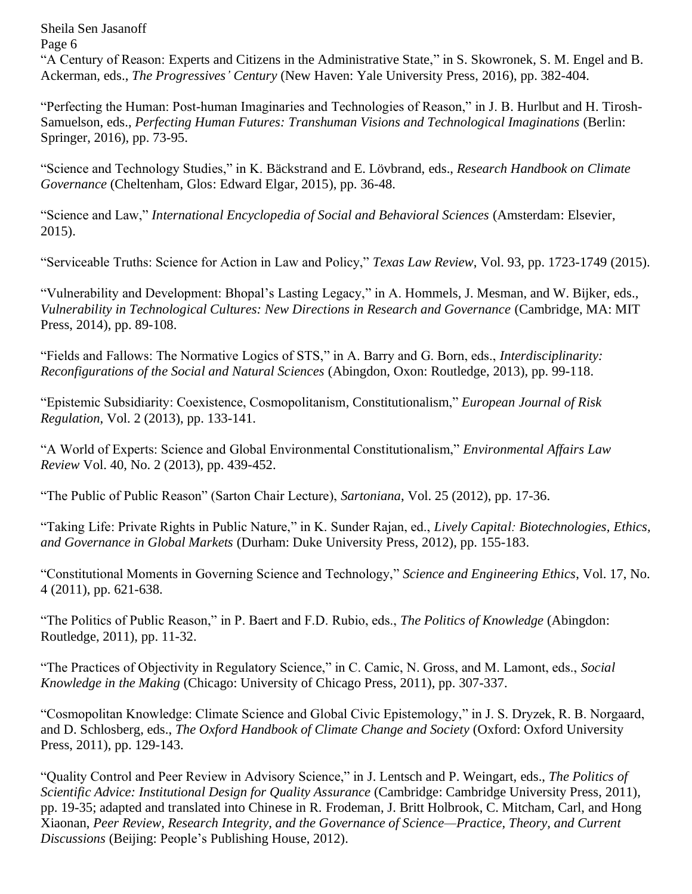"A Century of Reason: Experts and Citizens in the Administrative State," in S. Skowronek, S. M. Engel and B. Ackerman, eds., *The Progressives' Century* (New Haven: Yale University Press, 2016), pp. 382-404.

"Perfecting the Human: Post-human Imaginaries and Technologies of Reason," in J. B. Hurlbut and H. Tirosh-Samuelson, eds., *Perfecting Human Futures: Transhuman Visions and Technological Imaginations* (Berlin: Springer, 2016), pp. 73-95.

"Science and Technology Studies," in K. Bäckstrand and E. Lövbrand, eds., *Research Handbook on Climate Governance* (Cheltenham, Glos: Edward Elgar, 2015), pp. 36-48.

"Science and Law," *International Encyclopedia of Social and Behavioral Sciences* (Amsterdam: Elsevier, 2015).

"Serviceable Truths: Science for Action in Law and Policy," *Texas Law Review*, Vol. 93, pp. 1723-1749 (2015).

"Vulnerability and Development: Bhopal's Lasting Legacy," in A. Hommels, J. Mesman, and W. Bijker, eds., *Vulnerability in Technological Cultures: New Directions in Research and Governance* (Cambridge, MA: MIT Press, 2014), pp. 89-108.

"Fields and Fallows: The Normative Logics of STS," in A. Barry and G. Born, eds., *Interdisciplinarity: Reconfigurations of the Social and Natural Sciences* (Abingdon, Oxon: Routledge, 2013), pp. 99-118.

"Epistemic Subsidiarity: Coexistence, Cosmopolitanism, Constitutionalism," *European Journal of Risk Regulation*, Vol. 2 (2013), pp. 133-141.

"A World of Experts: Science and Global Environmental Constitutionalism," *Environmental Affairs Law Review* Vol. 40, No. 2 (2013), pp. 439-452.

"The Public of Public Reason" (Sarton Chair Lecture), *Sartoniana*, Vol. 25 (2012), pp. 17-36.

"Taking Life: Private Rights in Public Nature," in K. Sunder Rajan, ed., *Lively Capital: Biotechnologies, Ethics, and Governance in Global Markets* (Durham: Duke University Press, 2012), pp. 155-183.

"Constitutional Moments in Governing Science and Technology," *Science and Engineering Ethics*, Vol. 17, No. 4 (2011), pp. 621-638.

"The Politics of Public Reason," in P. Baert and F.D. Rubio, eds., *The Politics of Knowledge* (Abingdon: Routledge, 2011), pp. 11-32.

"The Practices of Objectivity in Regulatory Science," in C. Camic, N. Gross, and M. Lamont, eds., *Social Knowledge in the Making* (Chicago: University of Chicago Press, 2011), pp. 307-337.

"Cosmopolitan Knowledge: Climate Science and Global Civic Epistemology," in J. S. Dryzek, R. B. Norgaard, and D. Schlosberg, eds., *The Oxford Handbook of Climate Change and Society* (Oxford: Oxford University Press, 2011), pp. 129-143.

"Quality Control and Peer Review in Advisory Science," in J. Lentsch and P. Weingart, eds., *The Politics of Scientific Advice: Institutional Design for Quality Assurance* (Cambridge: Cambridge University Press, 2011), pp. 19-35; adapted and translated into Chinese in R. Frodeman, J. Britt Holbrook, C. Mitcham, Carl, and Hong Xiaonan, *Peer Review, Research Integrity, and the Governance of Science—Practice, Theory, and Current Discussions* (Beijing: People's Publishing House, 2012).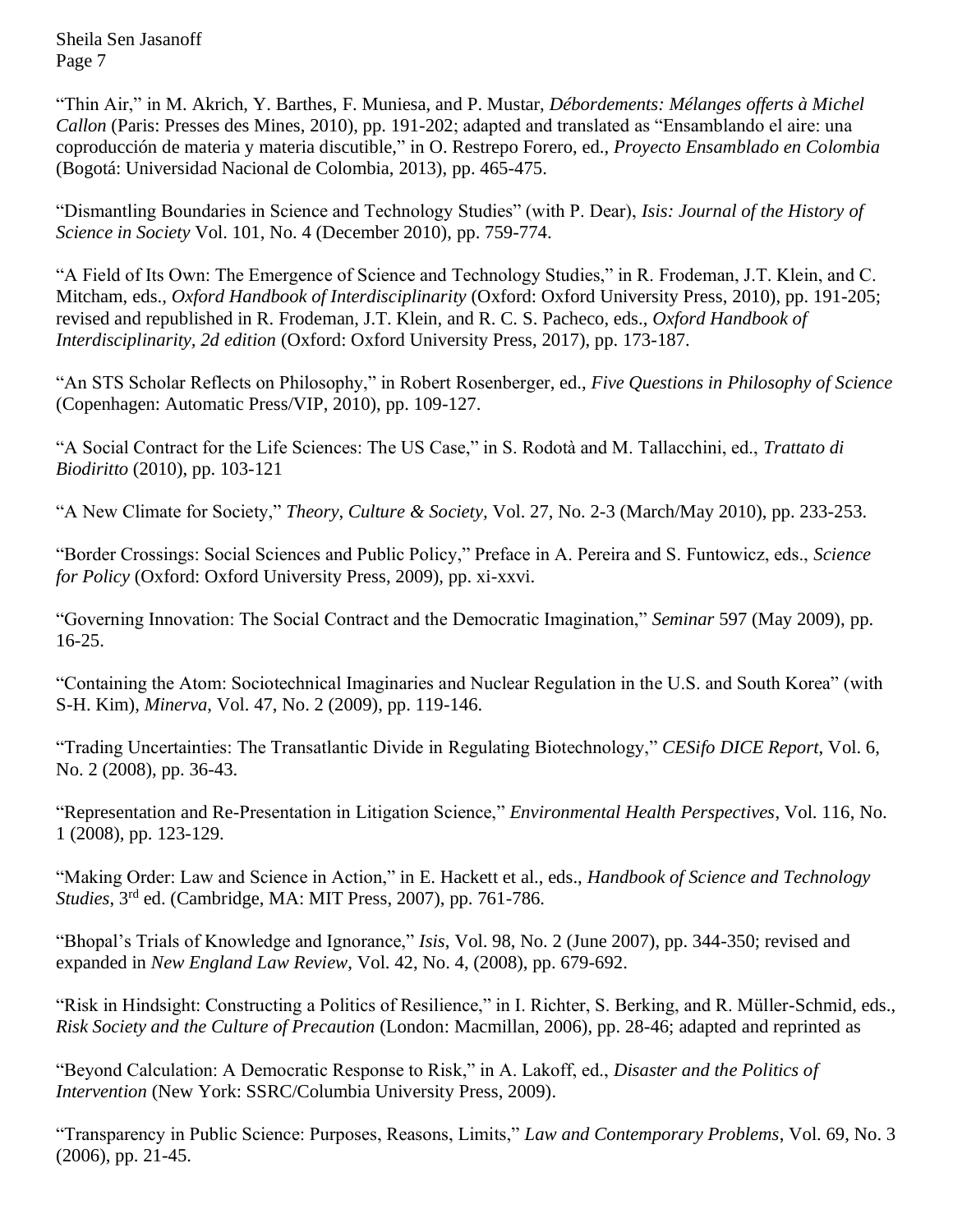"Thin Air," in M. Akrich, Y. Barthes, F. Muniesa, and P. Mustar, *Débordements: Mélanges offerts à Michel Callon* (Paris: Presses des Mines, 2010), pp. 191-202; adapted and translated as "Ensamblando el aire: una coproducción de materia y materia discutible," in O. Restrepo Forero, ed., *Proyecto Ensamblado en Colombia* (Bogotá: Universidad Nacional de Colombia, 2013), pp. 465-475.

"Dismantling Boundaries in Science and Technology Studies" (with P. Dear), *Isis: Journal of the History of Science in Society* Vol. 101, No. 4 (December 2010), pp. 759-774.

"A Field of Its Own: The Emergence of Science and Technology Studies," in R. Frodeman, J.T. Klein, and C. Mitcham, eds., *Oxford Handbook of Interdisciplinarity* (Oxford: Oxford University Press, 2010), pp. 191-205; revised and republished in R. Frodeman, J.T. Klein, and R. C. S. Pacheco, eds., *Oxford Handbook of Interdisciplinarity, 2d edition* (Oxford: Oxford University Press, 2017), pp. 173-187.

"An STS Scholar Reflects on Philosophy," in Robert Rosenberger, ed., *Five Questions in Philosophy of Science* (Copenhagen: Automatic Press/VIP, 2010), pp. 109-127.

"A Social Contract for the Life Sciences: The US Case," in S. Rodotà and M. Tallacchini, ed., *Trattato di Biodiritto* (2010), pp. 103-121

"A New Climate for Society," *Theory, Culture & Society*, Vol. 27, No. 2-3 (March/May 2010), pp. 233-253.

"Border Crossings: Social Sciences and Public Policy," Preface in A. Pereira and S. Funtowicz, eds., *Science for Policy* (Oxford: Oxford University Press, 2009), pp. xi-xxvi.

"Governing Innovation: The Social Contract and the Democratic Imagination," *Seminar* 597 (May 2009), pp. 16-25.

"Containing the Atom: Sociotechnical Imaginaries and Nuclear Regulation in the U.S. and South Korea" (with S-H. Kim), *Minerva*, Vol. 47, No. 2 (2009), pp. 119-146.

"Trading Uncertainties: The Transatlantic Divide in Regulating Biotechnology," *CESifo DICE Report*, Vol. 6, No. 2 (2008), pp. 36-43.

"Representation and Re-Presentation in Litigation Science," *Environmental Health Perspectives*, Vol. 116, No. 1 (2008), pp. 123-129.

"Making Order: Law and Science in Action," in E. Hackett et al., eds., *Handbook of Science and Technology Studies*, 3rd ed. (Cambridge, MA: MIT Press, 2007), pp. 761-786.

"Bhopal's Trials of Knowledge and Ignorance," *Isis*, Vol. 98, No. 2 (June 2007), pp. 344-350; revised and expanded in *New England Law Review*, Vol. 42, No. 4, (2008), pp. 679-692.

"Risk in Hindsight: Constructing a Politics of Resilience," in I. Richter, S. Berking, and R. Müller-Schmid, eds., *Risk Society and the Culture of Precaution* (London: Macmillan, 2006), pp. 28-46; adapted and reprinted as

"Beyond Calculation: A Democratic Response to Risk," in A. Lakoff, ed., *Disaster and the Politics of Intervention* (New York: SSRC/Columbia University Press, 2009).

"Transparency in Public Science: Purposes, Reasons, Limits," *Law and Contemporary Problems*, Vol. 69, No. 3 (2006), pp. 21-45.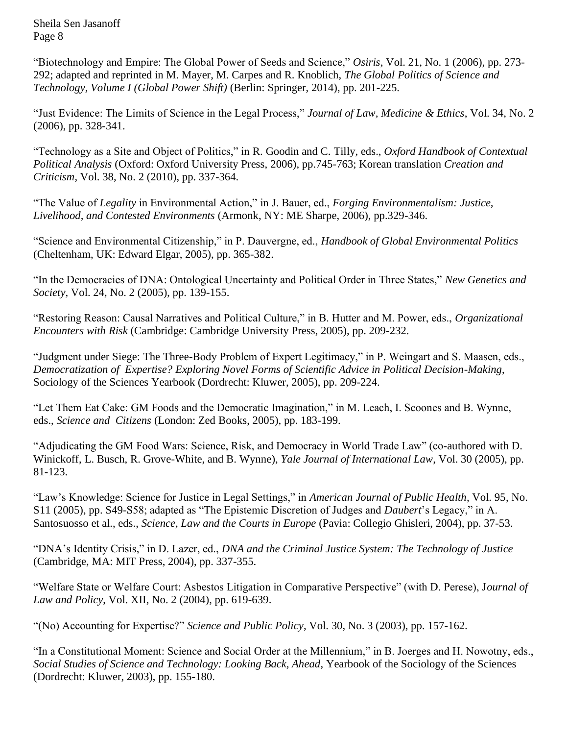"Biotechnology and Empire: The Global Power of Seeds and Science," *Osiris*, Vol. 21, No. 1 (2006), pp. 273-292; adapted and reprinted in M. Mayer, M. Carpes and R. Knoblich, *The Global Politics of Science and Technology, Volume I (Global Power Shift)* (Berlin: Springer, 2014), pp. 201-225.

"Just Evidence: The Limits of Science in the Legal Process," *Journal of Law, Medicine & Ethics*, Vol. 34, No. 2 (2006), pp. 328-341.

"Technology as a Site and Object of Politics," in R. Goodin and C. Tilly, eds., *Oxford Handbook of Contextual Political Analysis* (Oxford: Oxford University Press, 2006), pp.745-763; Korean translation *Creation and Criticism*, Vol. 38, No. 2 (2010), pp. 337-364.

"The Value of *Legality* in Environmental Action," in J. Bauer, ed., *Forging Environmentalism: Justice, Livelihood, and Contested Environments* (Armonk, NY: ME Sharpe, 2006), pp.329-346.

"Science and Environmental Citizenship," in P. Dauvergne, ed., *Handbook of Global Environmental Politics* (Cheltenham, UK: Edward Elgar, 2005), pp. 365-382.

"In the Democracies of DNA: Ontological Uncertainty and Political Order in Three States," *New Genetics and Society*, Vol. 24, No. 2 (2005), pp. 139-155.

"Restoring Reason: Causal Narratives and Political Culture," in B. Hutter and M. Power, eds., *Organizational Encounters with Risk* (Cambridge: Cambridge University Press, 2005), pp. 209-232.

"Judgment under Siege: The Three-Body Problem of Expert Legitimacy," in P. Weingart and S. Maasen, eds., *Democratization of Expertise? Exploring Novel Forms of Scientific Advice in Political Decision-Making*, Sociology of the Sciences Yearbook (Dordrecht: Kluwer, 2005), pp. 209-224.

"Let Them Eat Cake: GM Foods and the Democratic Imagination," in M. Leach, I. Scoones and B. Wynne, eds., *Science and Citizens* (London: Zed Books, 2005), pp. 183-199.

"Adjudicating the GM Food Wars: Science, Risk, and Democracy in World Trade Law" (co-authored with D. Winickoff, L. Busch, R. Grove-White, and B. Wynne), *Yale Journal of International Law*, Vol. 30 (2005), pp. 81-123.

"Law's Knowledge: Science for Justice in Legal Settings," in *American Journal of Public Health*, Vol. 95, No. S11 (2005), pp. S49-S58; adapted as "The Epistemic Discretion of Judges and *Daubert*'s Legacy," in A. Santosuosso et al., eds., *Science, Law and the Courts in Europe* (Pavia: Collegio Ghisleri, 2004), pp. 37-53.

"DNA's Identity Crisis," in D. Lazer, ed., *DNA and the Criminal Justice System: The Technology of Justice* (Cambridge, MA: MIT Press, 2004), pp. 337-355.

"Welfare State or Welfare Court: Asbestos Litigation in Comparative Perspective" (with D. Perese), *Journal of Law and Policy*, Vol. XII, No. 2 (2004), pp. 619-639.

"(No) Accounting for Expertise?" *Science and Public Policy*, Vol. 30, No. 3 (2003), pp. 157-162.

"In a Constitutional Moment: Science and Social Order at the Millennium," in B. Joerges and H. Nowotny, eds., *Social Studies of Science and Technology: Looking Back, Ahead*, Yearbook of the Sociology of the Sciences (Dordrecht: Kluwer, 2003), pp. 155-180.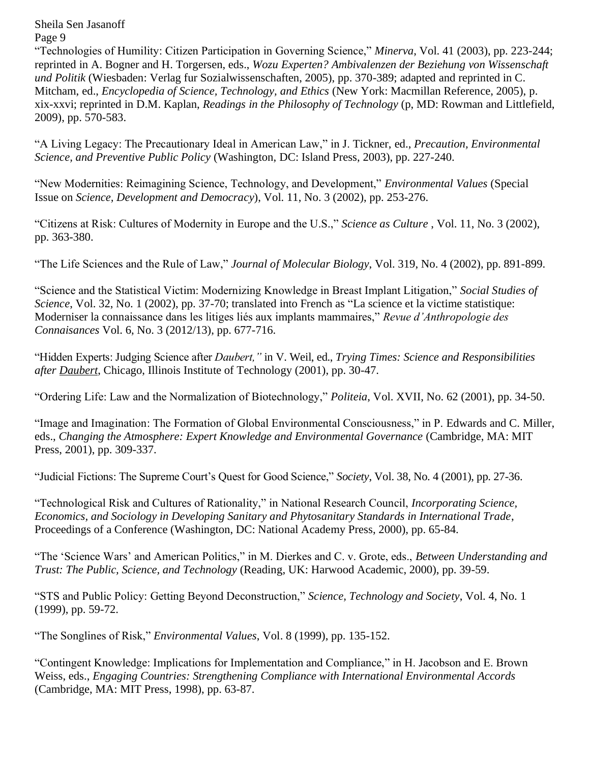"Technologies of Humility: Citizen Participation in Governing Science," *Minerva*, Vol. 41 (2003), pp. 223-244; reprinted in A. Bogner and H. Torgersen, eds., *Wozu Experten? Ambivalenzen der Beziehung von Wissenschaft und Politik* (Wiesbaden: Verlag fur Sozialwissenschaften, 2005), pp. 370-389; adapted and reprinted in C. Mitcham, ed., *Encyclopedia of Science, Technology, and Ethics* (New York: Macmillan Reference, 2005), p. xix-xxvi; reprinted in D.M. Kaplan, *Readings in the Philosophy of Technology* (p, MD: Rowman and Littlefield, 2009), pp. 570-583.

"A Living Legacy: The Precautionary Ideal in American Law," in J. Tickner, ed., *Precaution, Environmental Science, and Preventive Public Policy* (Washington, DC: Island Press, 2003), pp. 227-240.

"New Modernities: Reimagining Science, Technology, and Development," *Environmental Values* (Special Issue on *Science, Development and Democracy*), Vol. 11, No. 3 (2002), pp. 253-276.

"Citizens at Risk: Cultures of Modernity in Europe and the U.S.," *Science as Culture* , Vol. 11, No. 3 (2002), pp. 363-380.

"The Life Sciences and the Rule of Law," *Journal of Molecular Biology*, Vol. 319, No. 4 (2002), pp. 891-899.

"Science and the Statistical Victim: Modernizing Knowledge in Breast Implant Litigation," *Social Studies of Science*, Vol. 32, No. 1 (2002), pp. 37-70; translated into French as "La science et la victime statistique: Moderniser la connaissance dans les litiges liés aux implants mammaires," *Revue d'Anthropologie des Connaisances* Vol. 6, No. 3 (2012/13), pp. 677-716.

"Hidden Experts: Judging Science after *Daubert,"* in V. Weil, ed., *Trying Times: Science and Responsibilities after Daubert*, Chicago, Illinois Institute of Technology (2001), pp. 30-47.

"Ordering Life: Law and the Normalization of Biotechnology," *Politeia*, Vol. XVII, No. 62 (2001), pp. 34-50.

"Image and Imagination: The Formation of Global Environmental Consciousness," in P. Edwards and C. Miller, eds., *Changing the Atmosphere: Expert Knowledge and Environmental Governance* (Cambridge, MA: MIT Press, 2001), pp. 309-337.

"Judicial Fictions: The Supreme Court's Quest for Good Science," *Society*, Vol. 38, No. 4 (2001), pp. 27-36.

"Technological Risk and Cultures of Rationality," in National Research Council, *Incorporating Science, Economics, and Sociology in Developing Sanitary and Phytosanitary Standards in International Trade*, Proceedings of a Conference (Washington, DC: National Academy Press, 2000), pp. 65-84.

"The 'Science Wars' and American Politics," in M. Dierkes and C. v. Grote, eds., *Between Understanding and Trust: The Public, Science, and Technology* (Reading, UK: Harwood Academic, 2000), pp. 39-59.

"STS and Public Policy: Getting Beyond Deconstruction," *Science, Technology and Society*, Vol. 4, No. 1 (1999), pp. 59-72.

"The Songlines of Risk," *Environmental Values*, Vol. 8 (1999), pp. 135-152.

"Contingent Knowledge: Implications for Implementation and Compliance," in H. Jacobson and E. Brown Weiss, eds., *Engaging Countries: Strengthening Compliance with International Environmental Accords* (Cambridge, MA: MIT Press, 1998), pp. 63-87.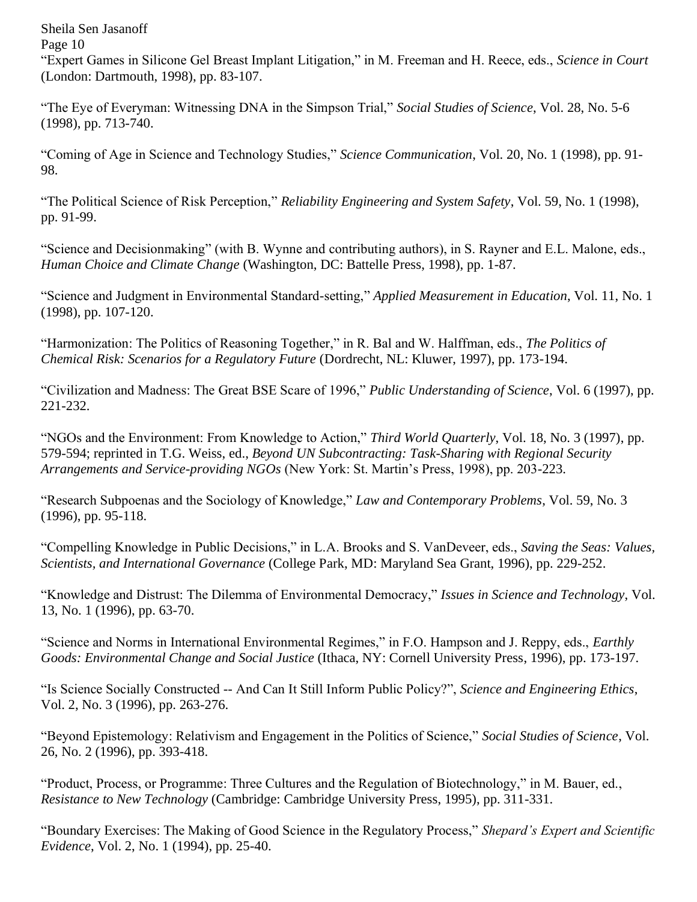"Expert Games in Silicone Gel Breast Implant Litigation," in M. Freeman and H. Reece, eds., *Science in Court* (London: Dartmouth, 1998), pp. 83-107.

"The Eye of Everyman: Witnessing DNA in the Simpson Trial," *Social Studies of Science*, Vol. 28, No. 5-6 (1998), pp. 713-740.

"Coming of Age in Science and Technology Studies," *Science Communication*, Vol. 20, No. 1 (1998), pp. 91-98.

"The Political Science of Risk Perception," *Reliability Engineering and System Safety*, Vol. 59, No. 1 (1998), pp. 91-99.

"Science and Decisionmaking" (with B. Wynne and contributing authors), in S. Rayner and E.L. Malone, eds., *Human Choice and Climate Change* (Washington, DC: Battelle Press, 1998), pp. 1-87.

"Science and Judgment in Environmental Standard-setting," *Applied Measurement in Education*, Vol. 11, No. 1 (1998), pp. 107-120.

"Harmonization: The Politics of Reasoning Together," in R. Bal and W. Halffman, eds., *The Politics of Chemical Risk: Scenarios for a Regulatory Future* (Dordrecht, NL: Kluwer, 1997), pp. 173-194.

"Civilization and Madness: The Great BSE Scare of 1996," *Public Understanding of Science*, Vol. 6 (1997), pp. 221-232.

"NGOs and the Environment: From Knowledge to Action," *Third World Quarterly*, Vol. 18, No. 3 (1997), pp. 579-594; reprinted in T.G. Weiss, ed., *Beyond UN Subcontracting: Task-Sharing with Regional Security Arrangements and Service-providing NGOs* (New York: St. Martin's Press, 1998), pp. 203-223.

"Research Subpoenas and the Sociology of Knowledge," *Law and Contemporary Problems*, Vol. 59, No. 3 (1996), pp. 95-118.

"Compelling Knowledge in Public Decisions," in L.A. Brooks and S. VanDeveer, eds., *Saving the Seas: Values, Scientists, and International Governance* (College Park, MD: Maryland Sea Grant, 1996), pp. 229-252.

"Knowledge and Distrust: The Dilemma of Environmental Democracy," *Issues in Science and Technology*, Vol. 13, No. 1 (1996), pp. 63-70.

"Science and Norms in International Environmental Regimes," in F.O. Hampson and J. Reppy, eds., *Earthly Goods: Environmental Change and Social Justice* (Ithaca, NY: Cornell University Press, 1996), pp. 173-197.

"Is Science Socially Constructed -- And Can It Still Inform Public Policy?", *Science and Engineering Ethics*, Vol. 2, No. 3 (1996), pp. 263-276.

"Beyond Epistemology: Relativism and Engagement in the Politics of Science," *Social Studies of Science*, Vol. 26, No. 2 (1996), pp. 393-418.

"Product, Process, or Programme: Three Cultures and the Regulation of Biotechnology," in M. Bauer, ed., *Resistance to New Technology* (Cambridge: Cambridge University Press, 1995), pp. 311-331.

"Boundary Exercises: The Making of Good Science in the Regulatory Process," *Shepard's Expert and Scientific Evidence*, Vol. 2, No. 1 (1994), pp. 25-40.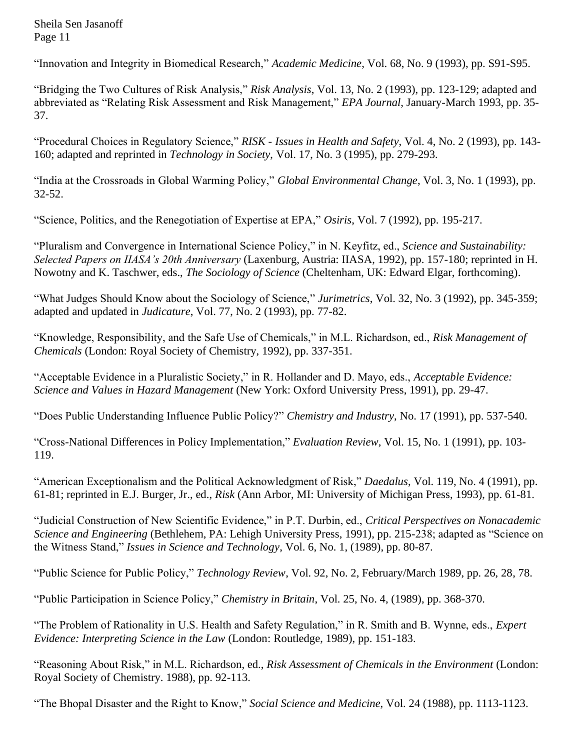"Innovation and Integrity in Biomedical Research," *Academic Medicine*, Vol. 68, No. 9 (1993), pp. S91-S95.

"Bridging the Two Cultures of Risk Analysis," *Risk Analysis*, Vol. 13, No. 2 (1993), pp. 123-129; adapted and abbreviated as "Relating Risk Assessment and Risk Management," *EPA Journal*, January-March 1993, pp. 35-37.

"Procedural Choices in Regulatory Science," *RISK - Issues in Health and Safety*, Vol. 4, No. 2 (1993), pp. 143-160; adapted and reprinted in *Technology in Society*, Vol. 17, No. 3 (1995), pp. 279-293.

"India at the Crossroads in Global Warming Policy," *Global Environmental Change*, Vol. 3, No. 1 (1993), pp. 32-52.

"Science, Politics, and the Renegotiation of Expertise at EPA," *Osiris*, Vol. 7 (1992), pp. 195-217.

"Pluralism and Convergence in International Science Policy," in N. Keyfitz, ed., *Science and Sustainability: Selected Papers on IIASA's 20th Anniversary* (Laxenburg, Austria: IIASA, 1992), pp. 157-180; reprinted in H. Nowotny and K. Taschwer, eds., *The Sociology of Science* (Cheltenham, UK: Edward Elgar, forthcoming).

"What Judges Should Know about the Sociology of Science," *Jurimetrics*, Vol. 32, No. 3 (1992), pp. 345-359; adapted and updated in *Judicature*, Vol. 77, No. 2 (1993), pp. 77-82.

"Knowledge, Responsibility, and the Safe Use of Chemicals," in M.L. Richardson, ed., *Risk Management of Chemicals* (London: Royal Society of Chemistry, 1992), pp. 337-351.

"Acceptable Evidence in a Pluralistic Society," in R. Hollander and D. Mayo, eds., *Acceptable Evidence: Science and Values in Hazard Management* (New York: Oxford University Press, 1991), pp. 29-47.

"Does Public Understanding Influence Public Policy?" *Chemistry and Industry*, No. 17 (1991), pp. 537-540.

"Cross-National Differences in Policy Implementation," *Evaluation Review*, Vol. 15, No. 1 (1991), pp. 103-119.

"American Exceptionalism and the Political Acknowledgment of Risk," *Daedalus*, Vol. 119, No. 4 (1991), pp. 61-81; reprinted in E.J. Burger, Jr., ed., *Risk* (Ann Arbor, MI: University of Michigan Press, 1993), pp. 61-81.

"Judicial Construction of New Scientific Evidence," in P.T. Durbin, ed., *Critical Perspectives on Nonacademic Science and Engineering* (Bethlehem, PA: Lehigh University Press, 1991), pp. 215-238; adapted as "Science on the Witness Stand," *Issues in Science and Technology*, Vol. 6, No. 1, (1989), pp. 80-87.

"Public Science for Public Policy," *Technology Review*, Vol. 92, No. 2, February/March 1989, pp. 26, 28, 78.

"Public Participation in Science Policy," *Chemistry in Britain*, Vol. 25, No. 4, (1989), pp. 368-370.

"The Problem of Rationality in U.S. Health and Safety Regulation," in R. Smith and B. Wynne, eds., *Expert Evidence: Interpreting Science in the Law* (London: Routledge, 1989), pp. 151-183.

"Reasoning About Risk," in M.L. Richardson, ed., *Risk Assessment of Chemicals in the Environment* (London: Royal Society of Chemistry. 1988), pp. 92-113.

"The Bhopal Disaster and the Right to Know," *Social Science and Medicine*, Vol. 24 (1988), pp. 1113-1123.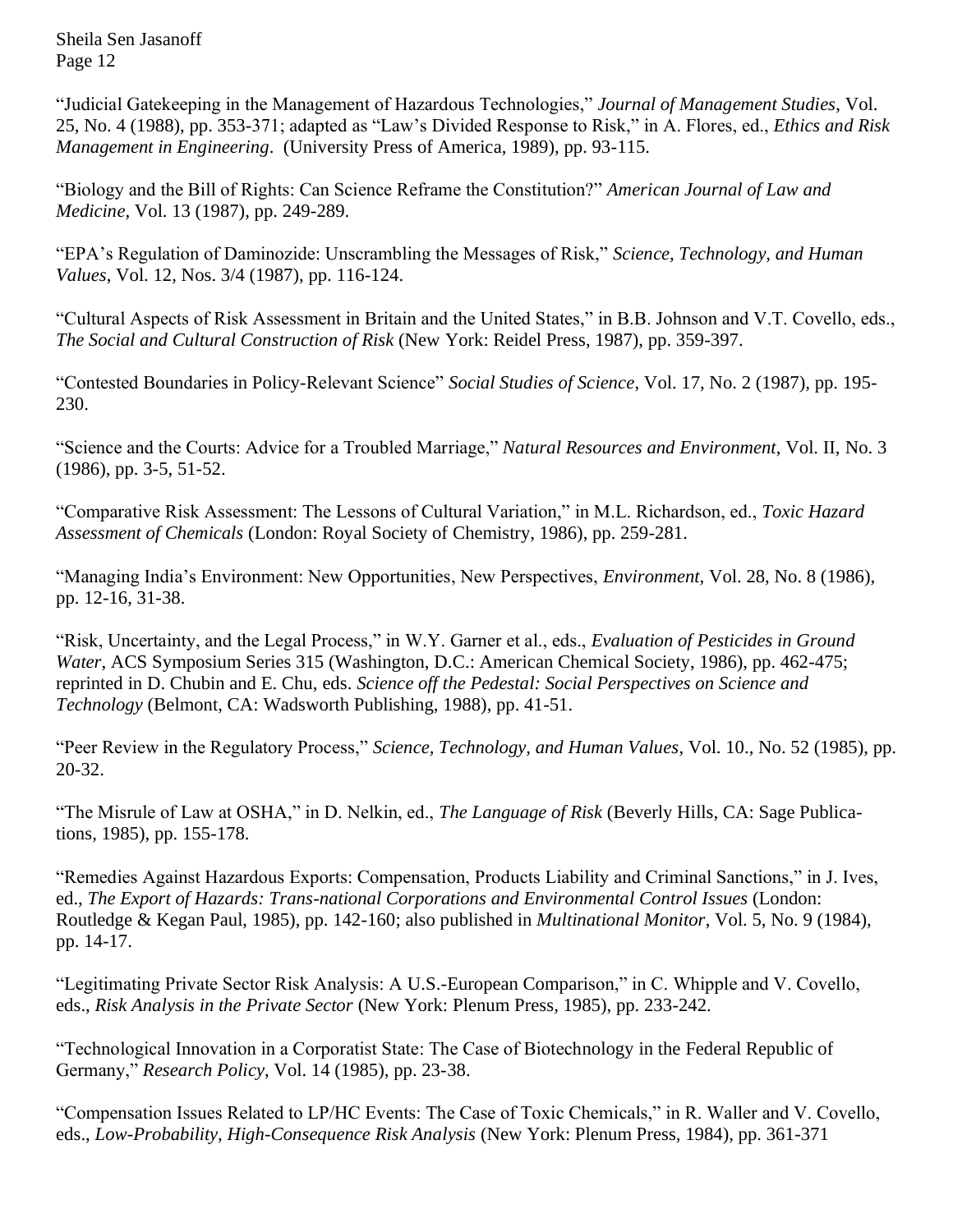"Judicial Gatekeeping in the Management of Hazardous Technologies," *Journal of Management Studies*, Vol. 25, No. 4 (1988), pp. 353-371; adapted as "Law's Divided Response to Risk," in A. Flores, ed., *Ethics and Risk Management in Engineering*. (University Press of America, 1989), pp. 93-115.

"Biology and the Bill of Rights: Can Science Reframe the Constitution?" *American Journal of Law and Medicine*, Vol. 13 (1987), pp. 249-289.

"EPA's Regulation of Daminozide: Unscrambling the Messages of Risk," *Science, Technology, and Human Values*, Vol. 12, Nos. 3/4 (1987), pp. 116-124.

"Cultural Aspects of Risk Assessment in Britain and the United States," in B.B. Johnson and V.T. Covello, eds., *The Social and Cultural Construction of Risk* (New York: Reidel Press, 1987), pp. 359-397.

"Contested Boundaries in Policy-Relevant Science" *Social Studies of Science*, Vol. 17, No. 2 (1987), pp. 195-230.

"Science and the Courts: Advice for a Troubled Marriage," *Natural Resources and Environment*, Vol. II, No. 3 (1986), pp. 3-5, 51-52.

"Comparative Risk Assessment: The Lessons of Cultural Variation," in M.L. Richardson, ed., *Toxic Hazard Assessment of Chemicals* (London: Royal Society of Chemistry, 1986), pp. 259-281.

"Managing India's Environment: New Opportunities, New Perspectives, *Environment*, Vol. 28, No. 8 (1986), pp. 12-16, 31-38.

"Risk, Uncertainty, and the Legal Process," in W.Y. Garner et al., eds., *Evaluation of Pesticides in Ground Water*, ACS Symposium Series 315 (Washington, D.C.: American Chemical Society, 1986), pp. 462-475; reprinted in D. Chubin and E. Chu, eds. *Science off the Pedestal: Social Perspectives on Science and Technology* (Belmont, CA: Wadsworth Publishing, 1988), pp. 41-51.

"Peer Review in the Regulatory Process," *Science, Technology, and Human Values*, Vol. 10., No. 52 (1985), pp. 20-32.

"The Misrule of Law at OSHA," in D. Nelkin, ed., *The Language of Risk* (Beverly Hills, CA: Sage Publications, 1985), pp. 155-178.

"Remedies Against Hazardous Exports: Compensation, Products Liability and Criminal Sanctions," in J. Ives, ed., *The Export of Hazards: Trans-national Corporations and Environmental Control Issues* (London: Routledge & Kegan Paul, 1985), pp. 142-160; also published in *Multinational Monitor*, Vol. 5, No. 9 (1984), pp. 14-17.

"Legitimating Private Sector Risk Analysis: A U.S.-European Comparison," in C. Whipple and V. Covello, eds., *Risk Analysis in the Private Sector* (New York: Plenum Press, 1985), pp. 233-242.

"Technological Innovation in a Corporatist State: The Case of Biotechnology in the Federal Republic of Germany," *Research Policy*, Vol. 14 (1985), pp. 23-38.

"Compensation Issues Related to LP/HC Events: The Case of Toxic Chemicals," in R. Waller and V. Covello, eds., *Low-Probability, High-Consequence Risk Analysis* (New York: Plenum Press, 1984), pp. 361-371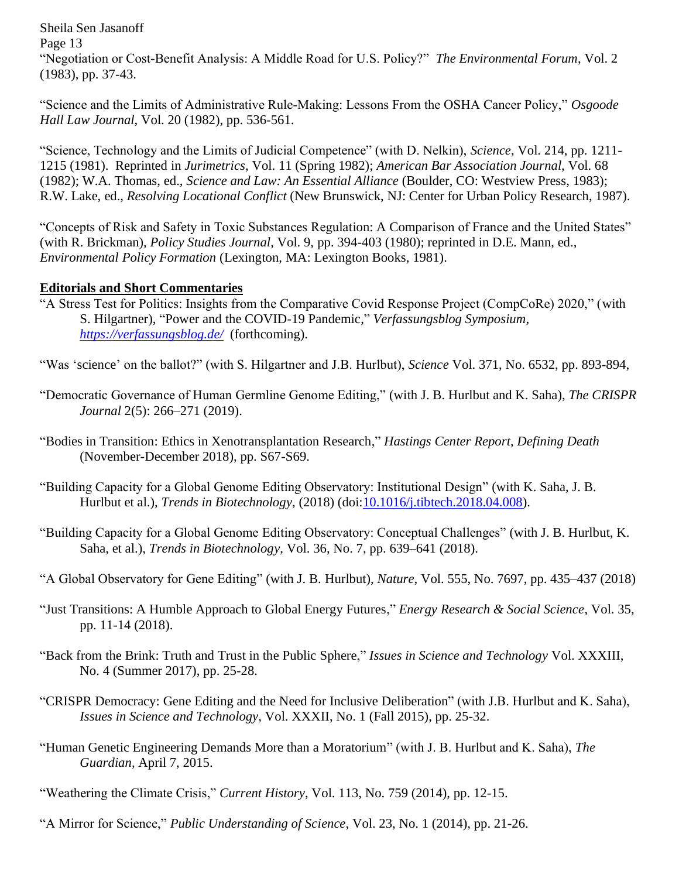"Negotiation or Cost-Benefit Analysis: A Middle Road for U.S. Policy?" *The Environmental Forum*, Vol. 2 (1983), pp. 37-43.

"Science and the Limits of Administrative Rule-Making: Lessons From the OSHA Cancer Policy," *Osgoode Hall Law Journal*, Vol. 20 (1982), pp. 536-561.

"Science, Technology and the Limits of Judicial Competence" (with D. Nelkin), *Science*, Vol. 214, pp. 1211-1215 (1981). Reprinted in *Jurimetrics*, Vol. 11 (Spring 1982); *American Bar Association Journal*, Vol. 68 (1982); W.A. Thomas, ed., *Science and Law: An Essential Alliance* (Boulder, CO: Westview Press, 1983); R.W. Lake, ed., *Resolving Locational Conflict* (New Brunswick, NJ: Center for Urban Policy Research, 1987).

"Concepts of Risk and Safety in Toxic Substances Regulation: A Comparison of France and the United States" (with R. Brickman), *Policy Studies Journal*, Vol. 9, pp. 394-403 (1980); reprinted in D.E. Mann, ed., *Environmental Policy Formation* (Lexington, MA: Lexington Books, 1981).

**Editorials and Short Commentaries**

"A Stress Test for Politics: Insights from the Comparative Covid Response Project (CompCoRe) 2020," (with S. Hilgartner), "Power and the COVID-19 Pandemic," *Verfassungsblog Symposium*, https://verfassungsblog.de/ (forthcoming).

"Was 'science' on the ballot?" (with S. Hilgartner and J.B. Hurlbut), *Science* Vol. 371, No. 6532, pp. 893-894,

"Democratic Governance of Human Germline Genome Editing," (with J. B. Hurlbut and K. Saha), *The CRISPR Journal* 2(5): 266–271 (2019).

"Bodies in Transition: Ethics in Xenotransplantation Research," *Hastings Center Report*, *Defining Death* (November-December 2018), pp. S67-S69.

"Building Capacity for a Global Genome Editing Observatory: Institutional Design" (with K. Saha, J. B. Hurlbut et al.), *Trends in Biotechnology*, (2018) (doi:10.1016/j.tibtech.2018.04.008).

"Building Capacity for a Global Genome Editing Observatory: Conceptual Challenges" (with J. B. Hurlbut, K. Saha, et al.), *Trends in Biotechnology*, Vol. 36, No. 7, pp. 639–641 (2018).

"A Global Observatory for Gene Editing" (with J. B. Hurlbut), *Nature*, Vol. 555, No. 7697, pp. 435–437 (2018)

"Just Transitions: A Humble Approach to Global Energy Futures," *Energy Research & Social Science*, Vol. 35, pp. 11-14 (2018).

"Back from the Brink: Truth and Trust in the Public Sphere," *Issues in Science and Technology* Vol. XXXIII, No. 4 (Summer 2017), pp. 25-28.

"CRISPR Democracy: Gene Editing and the Need for Inclusive Deliberation" (with J.B. Hurlbut and K. Saha), *Issues in Science and Technology*, Vol. XXXII, No. 1 (Fall 2015), pp. 25-32.

"Human Genetic Engineering Demands More than a Moratorium" (with J. B. Hurlbut and K. Saha), *The Guardian*, April 7, 2015.

"Weathering the Climate Crisis," *Current History*, Vol. 113, No. 759 (2014), pp. 12-15.

"A Mirror for Science," *Public Understanding of Science*, Vol. 23, No. 1 (2014), pp. 21-26.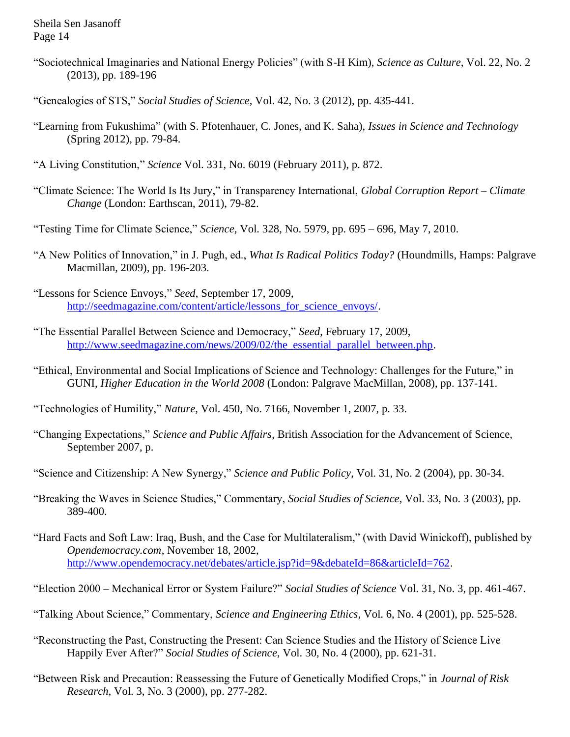"Sociotechnical Imaginaries and National Energy Policies" (with S-H Kim), *Science as Culture*, Vol. 22, No. 2 (2013), pp. 189-196

"Genealogies of STS," *Social Studies of Science*, Vol. 42, No. 3 (2012), pp. 435-441.

"Learning from Fukushima" (with S. Pfotenhauer, C. Jones, and K. Saha), *Issues in Science and Technology* (Spring 2012), pp. 79-84.

"A Living Constitution," *Science* Vol. 331, No. 6019 (February 2011), p. 872.

"Climate Science: The World Is Its Jury," in Transparency International, *Global Corruption Report – Climate Change* (London: Earthscan, 2011), 79-82.

"Testing Time for Climate Science," *Science*, Vol. 328, No. 5979, pp. 695 – 696, May 7, 2010.

"A New Politics of Innovation," in J. Pugh, ed., *What Is Radical Politics Today?* (Houndmills, Hamps: Palgrave Macmillan, 2009), pp. 196-203.

"Lessons for Science Envoys," *Seed*, September 17, 2009, http://seedmagazine.com/content/article/lessons_for_science_envoys/.

"The Essential Parallel Between Science and Democracy," *Seed*, February 17, 2009, http://www.seedmagazine.com/news/2009/02/the_essential_parallel_between.php.

"Ethical, Environmental and Social Implications of Science and Technology: Challenges for the Future," in GUNI, *Higher Education in the World 2008* (London: Palgrave MacMillan, 2008), pp. 137-141.

"Technologies of Humility," *Nature*, Vol. 450, No. 7166, November 1, 2007, p. 33.

"Changing Expectations," *Science and Public Affairs*, British Association for the Advancement of Science, September 2007, p.

"Science and Citizenship: A New Synergy," *Science and Public Policy*, Vol. 31, No. 2 (2004), pp. 30-34.

"Breaking the Waves in Science Studies," Commentary, *Social Studies of Science*, Vol. 33, No. 3 (2003), pp. 389-400.

"Hard Facts and Soft Law: Iraq, Bush, and the Case for Multilateralism," (with David Winickoff), published by *Opendemocracy.com*, November 18, 2002, http://www.opendemocracy.net/debates/article.jsp?id=9&debateId=86&articleId=762.

"Election 2000 – Mechanical Error or System Failure?" *Social Studies of Science* Vol. 31, No. 3, pp. 461-467.

"Talking About Science," Commentary, *Science and Engineering Ethics*, Vol. 6, No. 4 (2001), pp. 525-528.

"Reconstructing the Past, Constructing the Present: Can Science Studies and the History of Science Live Happily Ever After?" *Social Studies of Science*, Vol. 30, No. 4 (2000), pp. 621-31.

"Between Risk and Precaution: Reassessing the Future of Genetically Modified Crops," in *Journal of Risk Research*, Vol. 3, No. 3 (2000), pp. 277-282.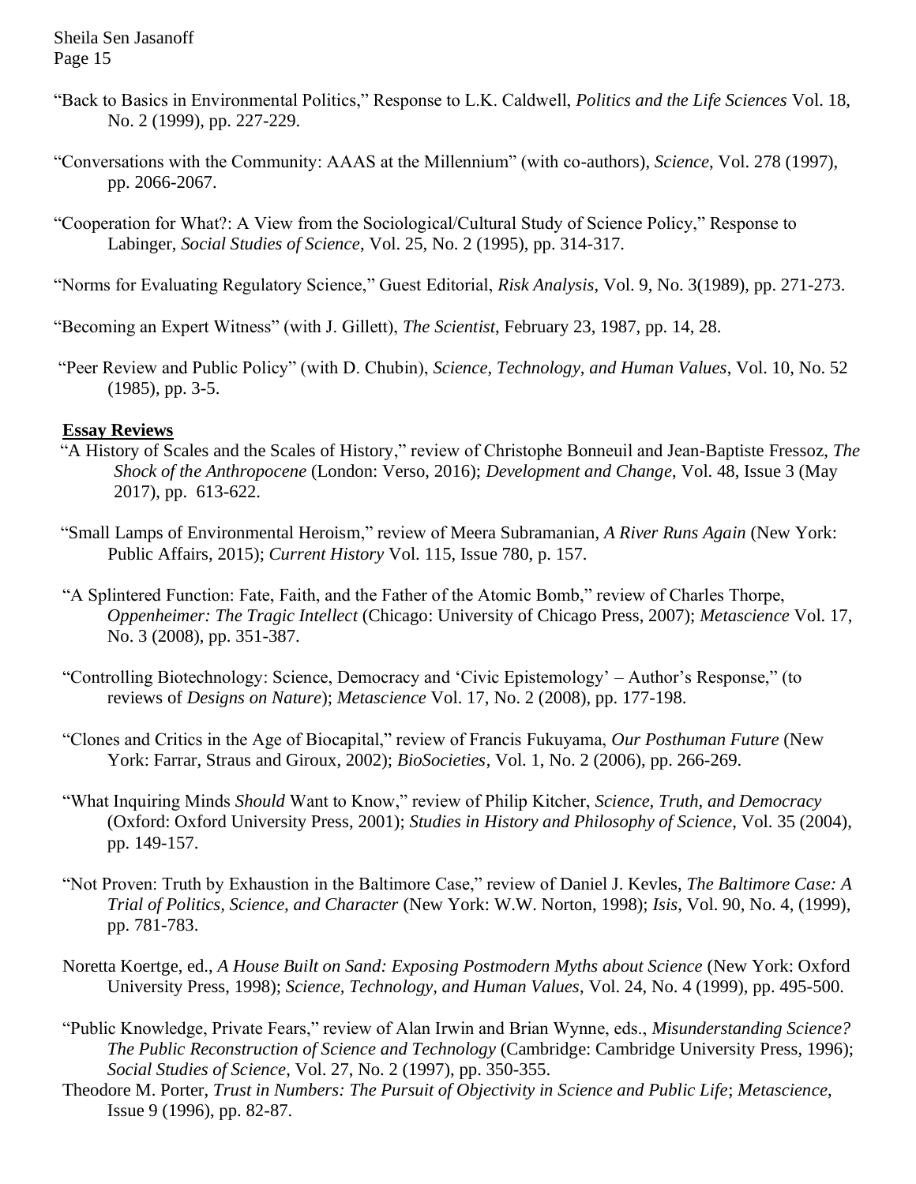"Back to Basics in Environmental Politics," Response to L.K. Caldwell, *Politics and the Life Sciences* Vol. 18, No. 2 (1999), pp. 227-229.

"Conversations with the Community: AAAS at the Millennium" (with co-authors), *Science*, Vol. 278 (1997), pp. 2066-2067.

"Cooperation for What?: A View from the Sociological/Cultural Study of Science Policy," Response to Labinger, *Social Studies of Science*, Vol. 25, No. 2 (1995), pp. 314-317.

"Norms for Evaluating Regulatory Science," Guest Editorial, *Risk Analysis*, Vol. 9, No. 3(1989), pp. 271-273.

"Becoming an Expert Witness" (with J. Gillett), *The Scientist*, February 23, 1987, pp. 14, 28.

"Peer Review and Public Policy" (with D. Chubin), *Science, Technology, and Human Values*, Vol. 10, No. 52 (1985), pp. 3-5.

**Essay Reviews**

"A History of Scales and the Scales of History," review of Christophe Bonneuil and Jean-Baptiste Fressoz, *The Shock of the Anthropocene* (London: Verso, 2016); *Development and Change*, Vol. 48, Issue 3 (May 2017), pp. 613-622.

"Small Lamps of Environmental Heroism," review of Meera Subramanian, *A River Runs Again* (New York: Public Affairs, 2015); *Current History* Vol. 115, Issue 780, p. 157.

"A Splintered Function: Fate, Faith, and the Father of the Atomic Bomb," review of Charles Thorpe, *Oppenheimer: The Tragic Intellect* (Chicago: University of Chicago Press, 2007); *Metascience* Vol. 17, No. 3 (2008), pp. 351-387.

"Controlling Biotechnology: Science, Democracy and 'Civic Epistemology' – Author's Response," (to reviews of *Designs on Nature*); *Metascience* Vol. 17, No. 2 (2008), pp. 177-198.

"Clones and Critics in the Age of Biocapital," review of Francis Fukuyama, *Our Posthuman Future* (New York: Farrar, Straus and Giroux, 2002); *BioSocieties*, Vol. 1, No. 2 (2006), pp. 266-269.

"What Inquiring Minds *Should* Want to Know," review of Philip Kitcher, *Science, Truth, and Democracy* (Oxford: Oxford University Press, 2001); *Studies in History and Philosophy of Science*, Vol. 35 (2004), pp. 149-157.

"Not Proven: Truth by Exhaustion in the Baltimore Case," review of Daniel J. Kevles, *The Baltimore Case: A Trial of Politics, Science, and Character* (New York: W.W. Norton, 1998); *Isis*, Vol. 90, No. 4, (1999), pp. 781-783.

Noretta Koertge, ed., *A House Built on Sand: Exposing Postmodern Myths about Science* (New York: Oxford University Press, 1998); *Science, Technology, and Human Values*, Vol. 24, No. 4 (1999), pp. 495-500.

"Public Knowledge, Private Fears," review of Alan Irwin and Brian Wynne, eds., *Misunderstanding Science? The Public Reconstruction of Science and Technology* (Cambridge: Cambridge University Press, 1996); *Social Studies of Science*, Vol. 27, No. 2 (1997), pp. 350-355.

Theodore M. Porter, *Trust in Numbers: The Pursuit of Objectivity in Science and Public Life*; *Metascience*, Issue 9 (1996), pp. 82-87.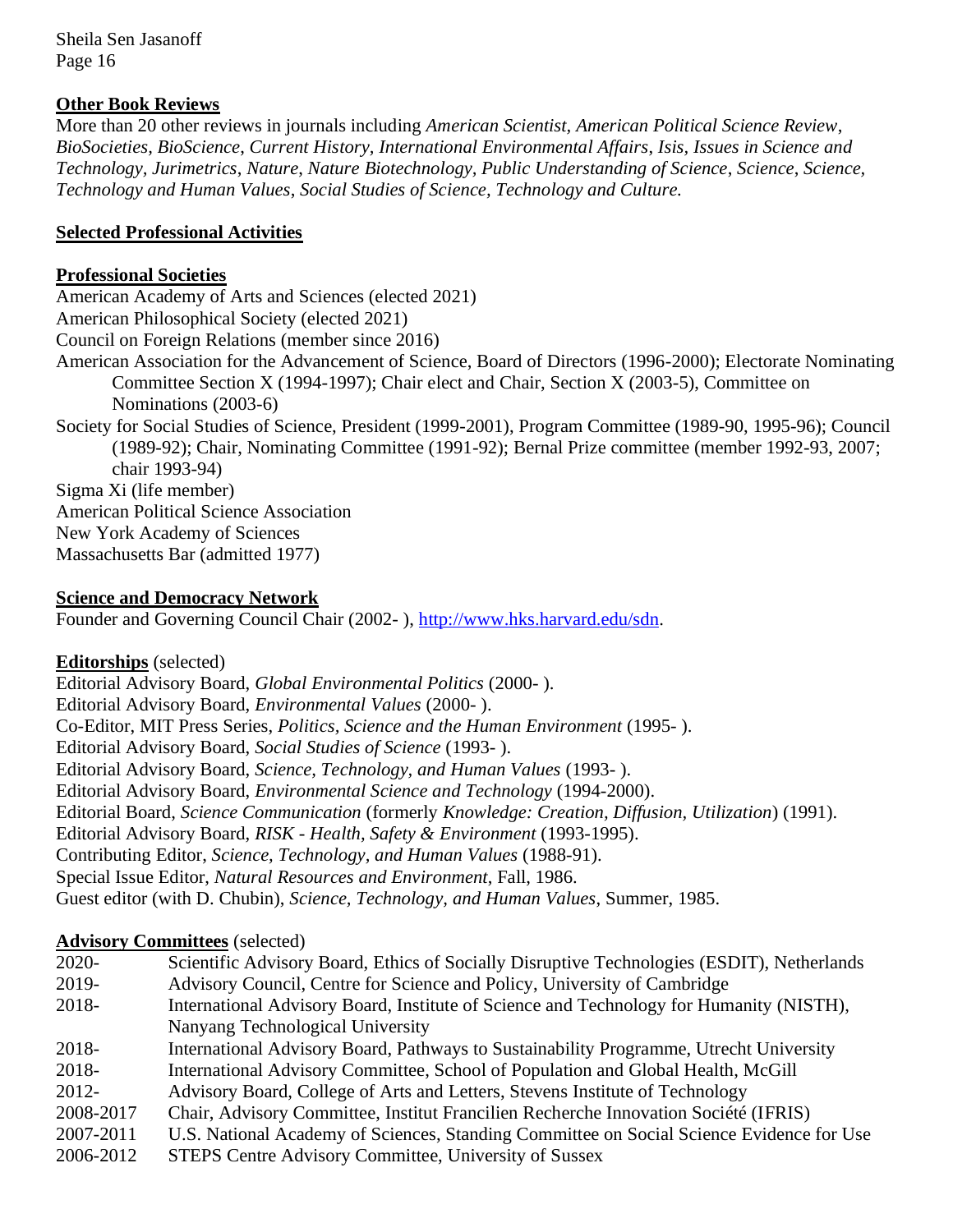## Other Book Reviews

More than 20 other reviews in journals including *American Scientist, American Political Science Review*, *BioSocieties, BioScience, Current History, International Environmental Affairs, Isis, Issues in Science and Technology, Jurimetrics*, *Nature, Nature Biotechnology, Public Understanding of Science*, *Science*, *Science, Technology and Human Values*, *Social Studies of Science, Technology and Culture.*

## Selected Professional Activities

### Professional Societies

American Academy of Arts and Sciences (elected 2021)
American Philosophical Society (elected 2021)
Council on Foreign Relations (member since 2016)
American Association for the Advancement of Science, Board of Directors (1996-2000); Electorate Nominating Committee Section X (1994-1997); Chair elect and Chair, Section X (2003-5), Committee on Nominations (2003-6)
Society for Social Studies of Science, President (1999-2001), Program Committee (1989-90, 1995-96); Council (1989-92); Chair, Nominating Committee (1991-92); Bernal Prize committee (member 1992-93, 2007; chair 1993-94)
Sigma Xi (life member)
American Political Science Association
New York Academy of Sciences
Massachusetts Bar (admitted 1977)

### Science and Democracy Network

Founder and Governing Council Chair (2002- ), http://www.hks.harvard.edu/sdn.

### Editorships (selected)

Editorial Advisory Board, *Global Environmental Politics* (2000- ).
Editorial Advisory Board, *Environmental Values* (2000- ).
Co-Editor, MIT Press Series, *Politics, Science and the Human Environment* (1995- ).
Editorial Advisory Board, *Social Studies of Science* (1993- ).
Editorial Advisory Board, *Science, Technology, and Human Values* (1993- ).
Editorial Advisory Board, *Environmental Science and Technology* (1994-2000).
Editorial Board, *Science Communication* (formerly *Knowledge: Creation, Diffusion, Utilization*) (1991).
Editorial Advisory Board, *RISK - Health, Safety & Environment* (1993-1995).
Contributing Editor, *Science, Technology, and Human Values* (1988-91).
Special Issue Editor, *Natural Resources and Environment*, Fall, 1986.
Guest editor (with D. Chubin), *Science, Technology, and Human Values*, Summer, 1985.

### Advisory Committees (selected)

| | |
|---|---|
| 2020- | Scientific Advisory Board, Ethics of Socially Disruptive Technologies (ESDIT), Netherlands |
| 2019- | Advisory Council, Centre for Science and Policy, University of Cambridge |
| 2018- | International Advisory Board, Institute of Science and Technology for Humanity (NISTH), Nanyang Technological University |
| 2018- | International Advisory Board, Pathways to Sustainability Programme, Utrecht University |
| 2018- | International Advisory Committee, School of Population and Global Health, McGill |
| 2012- | Advisory Board, College of Arts and Letters, Stevens Institute of Technology |
| 2008-2017 | Chair, Advisory Committee, Institut Francilien Recherche Innovation Société (IFRIS) |
| 2007-2011 | U.S. National Academy of Sciences, Standing Committee on Social Science Evidence for Use |
| 2006-2012 | STEPS Centre Advisory Committee, University of Sussex |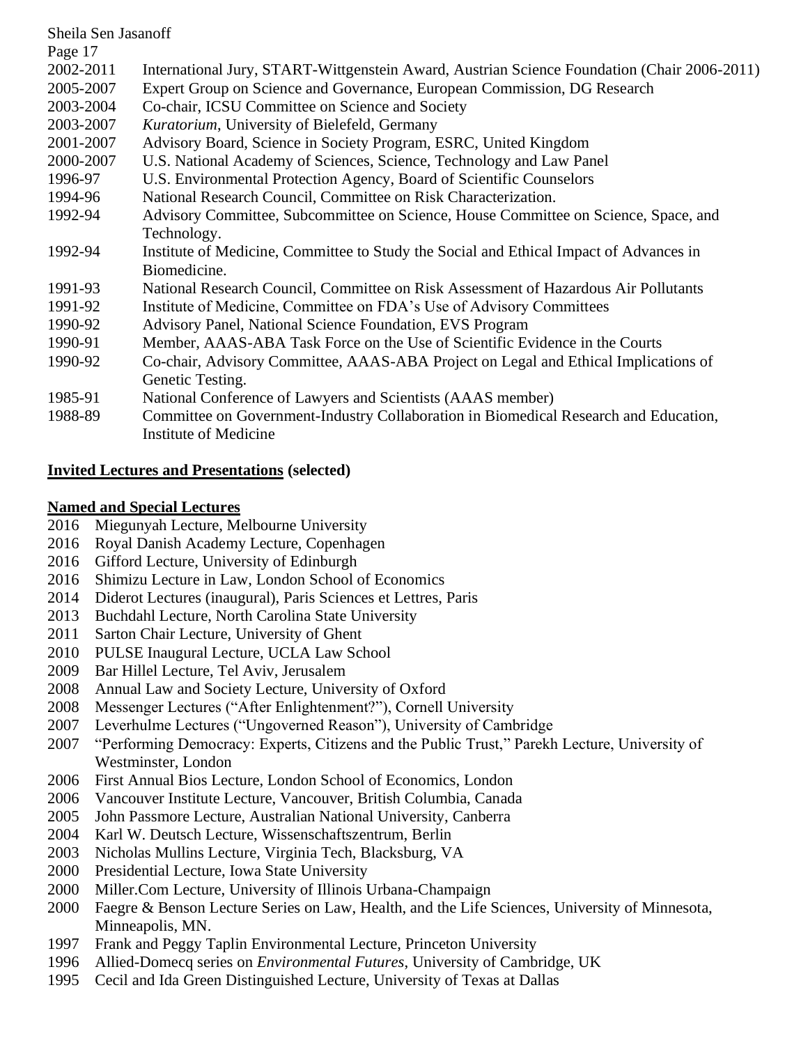2002-2011 International Jury, START-Wittgenstein Award, Austrian Science Foundation (Chair 2006-2011)
2005-2007 Expert Group on Science and Governance, European Commission, DG Research
2003-2004 Co-chair, ICSU Committee on Science and Society
2003-2007 *Kuratorium*, University of Bielefeld, Germany
2001-2007 Advisory Board, Science in Society Program, ESRC, United Kingdom
2000-2007 U.S. National Academy of Sciences, Science, Technology and Law Panel
1996-97 U.S. Environmental Protection Agency, Board of Scientific Counselors
1994-96 National Research Council, Committee on Risk Characterization.
1992-94 Advisory Committee, Subcommittee on Science, House Committee on Science, Space, and Technology.
1992-94 Institute of Medicine, Committee to Study the Social and Ethical Impact of Advances in Biomedicine.
1991-93 National Research Council, Committee on Risk Assessment of Hazardous Air Pollutants
1991-92 Institute of Medicine, Committee on FDA's Use of Advisory Committees
1990-92 Advisory Panel, National Science Foundation, EVS Program
1990-91 Member, AAAS-ABA Task Force on the Use of Scientific Evidence in the Courts
1990-92 Co-chair, Advisory Committee, AAAS-ABA Project on Legal and Ethical Implications of Genetic Testing.
1985-91 National Conference of Lawyers and Scientists (AAAS member)
1988-89 Committee on Government-Industry Collaboration in Biomedical Research and Education, Institute of Medicine

**Invited Lectures and Presentations (selected)**

**Named and Special Lectures**

2016 Miegunyah Lecture, Melbourne University
2016 Royal Danish Academy Lecture, Copenhagen
2016 Gifford Lecture, University of Edinburgh
2016 Shimizu Lecture in Law, London School of Economics
2014 Diderot Lectures (inaugural), Paris Sciences et Lettres, Paris
2013 Buchdahl Lecture, North Carolina State University
2011 Sarton Chair Lecture, University of Ghent
2010 PULSE Inaugural Lecture, UCLA Law School
2009 Bar Hillel Lecture, Tel Aviv, Jerusalem
2008 Annual Law and Society Lecture, University of Oxford
2008 Messenger Lectures ("After Enlightenment?"), Cornell University
2007 Leverhulme Lectures ("Ungoverned Reason"), University of Cambridge
2007 "Performing Democracy: Experts, Citizens and the Public Trust," Parekh Lecture, University of Westminster, London
2006 First Annual Bios Lecture, London School of Economics, London
2006 Vancouver Institute Lecture, Vancouver, British Columbia, Canada
2005 John Passmore Lecture, Australian National University, Canberra
2004 Karl W. Deutsch Lecture, Wissenschaftszentrum, Berlin
2003 Nicholas Mullins Lecture, Virginia Tech, Blacksburg, VA
2000 Presidential Lecture, Iowa State University
2000 Miller.Com Lecture, University of Illinois Urbana-Champaign
2000 Faegre & Benson Lecture Series on Law, Health, and the Life Sciences, University of Minnesota, Minneapolis, MN.
1997 Frank and Peggy Taplin Environmental Lecture, Princeton University
1996 Allied-Domecq series on *Environmental Futures*, University of Cambridge, UK
1995 Cecil and Ida Green Distinguished Lecture, University of Texas at Dallas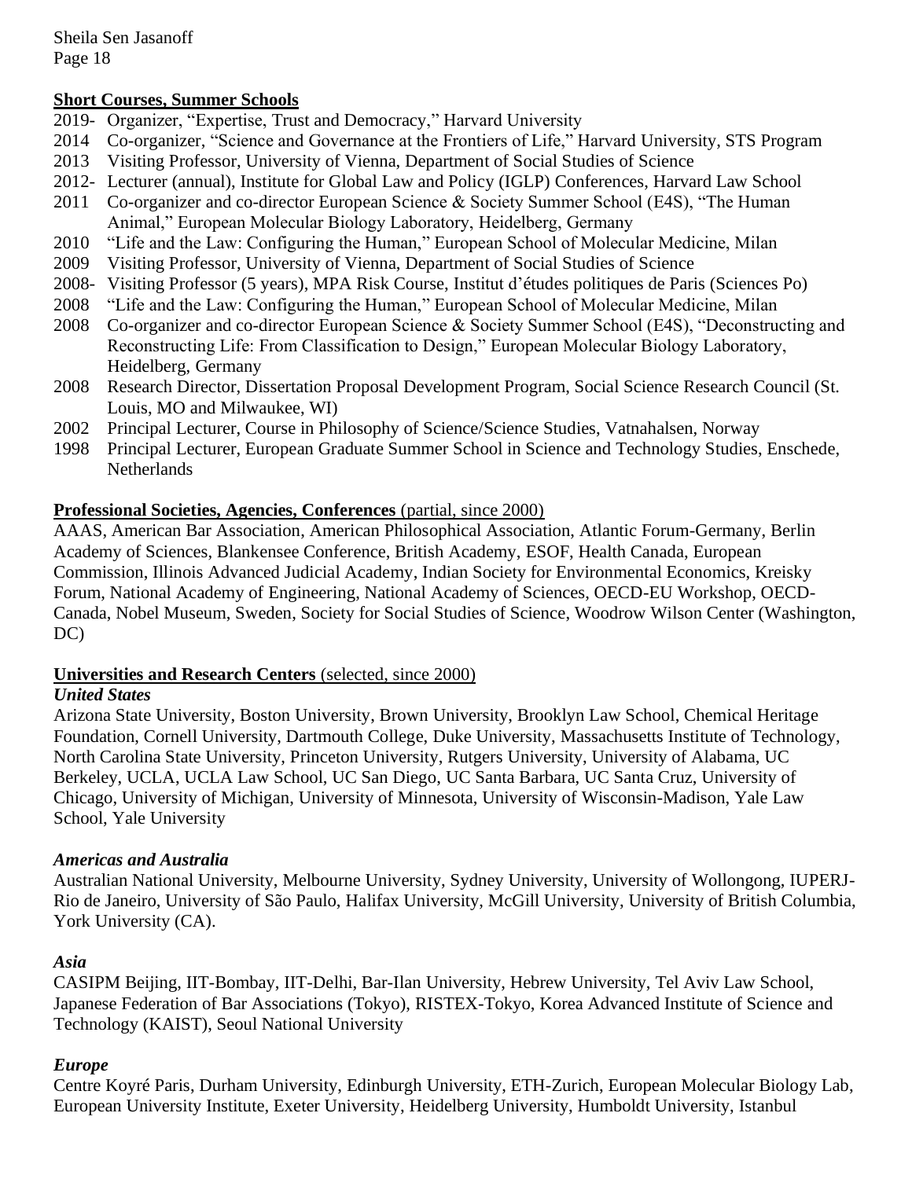**Short Courses, Summer Schools**

2019- Organizer, "Expertise, Trust and Democracy," Harvard University
2014 Co-organizer, "Science and Governance at the Frontiers of Life," Harvard University, STS Program
2013 Visiting Professor, University of Vienna, Department of Social Studies of Science
2012- Lecturer (annual), Institute for Global Law and Policy (IGLP) Conferences, Harvard Law School
2011 Co-organizer and co-director European Science & Society Summer School (E4S), "The Human Animal," European Molecular Biology Laboratory, Heidelberg, Germany
2010 "Life and the Law: Configuring the Human," European School of Molecular Medicine, Milan
2009 Visiting Professor, University of Vienna, Department of Social Studies of Science
2008- Visiting Professor (5 years), MPA Risk Course, Institut d'études politiques de Paris (Sciences Po)
2008 "Life and the Law: Configuring the Human," European School of Molecular Medicine, Milan
2008 Co-organizer and co-director European Science & Society Summer School (E4S), "Deconstructing and Reconstructing Life: From Classification to Design," European Molecular Biology Laboratory, Heidelberg, Germany
2008 Research Director, Dissertation Proposal Development Program, Social Science Research Council (St. Louis, MO and Milwaukee, WI)
2002 Principal Lecturer, Course in Philosophy of Science/Science Studies, Vatnahalsen, Norway
1998 Principal Lecturer, European Graduate Summer School in Science and Technology Studies, Enschede, Netherlands

**Professional Societies, Agencies, Conferences** (partial, since 2000)

AAAS, American Bar Association, American Philosophical Association, Atlantic Forum-Germany, Berlin Academy of Sciences, Blankensee Conference, British Academy, ESOF, Health Canada, European Commission, Illinois Advanced Judicial Academy, Indian Society for Environmental Economics, Kreisky Forum, National Academy of Engineering, National Academy of Sciences, OECD-EU Workshop, OECD-Canada, Nobel Museum, Sweden, Society for Social Studies of Science, Woodrow Wilson Center (Washington, DC)

**Universities and Research Centers** (selected, since 2000)

***United States***

Arizona State University, Boston University, Brown University, Brooklyn Law School, Chemical Heritage Foundation, Cornell University, Dartmouth College, Duke University, Massachusetts Institute of Technology, North Carolina State University, Princeton University, Rutgers University, University of Alabama, UC Berkeley, UCLA, UCLA Law School, UC San Diego, UC Santa Barbara, UC Santa Cruz, University of Chicago, University of Michigan, University of Minnesota, University of Wisconsin-Madison, Yale Law School, Yale University

***Americas and Australia***

Australian National University, Melbourne University, Sydney University, University of Wollongong, IUPERJ-Rio de Janeiro, University of São Paulo, Halifax University, McGill University, University of British Columbia, York University (CA).

***Asia***

CASIPM Beijing, IIT-Bombay, IIT-Delhi, Bar-Ilan University, Hebrew University, Tel Aviv Law School, Japanese Federation of Bar Associations (Tokyo), RISTEX-Tokyo, Korea Advanced Institute of Science and Technology (KAIST), Seoul National University

***Europe***

Centre Koyré Paris, Durham University, Edinburgh University, ETH-Zurich, European Molecular Biology Lab, European University Institute, Exeter University, Heidelberg University, Humboldt University, Istanbul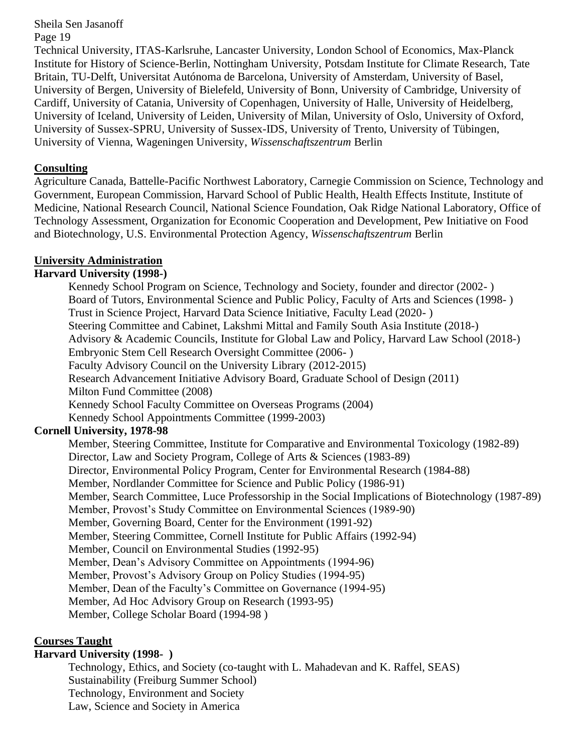Technical University, ITAS-Karlsruhe, Lancaster University, London School of Economics, Max-Planck Institute for History of Science-Berlin, Nottingham University, Potsdam Institute for Climate Research, Tate Britain, TU-Delft, Universitat Autónoma de Barcelona, University of Amsterdam, University of Basel, University of Bergen, University of Bielefeld, University of Bonn, University of Cambridge, University of Cardiff, University of Catania, University of Copenhagen, University of Halle, University of Heidelberg, University of Iceland, University of Leiden, University of Milan, University of Oslo, University of Oxford, University of Sussex-SPRU, University of Sussex-IDS, University of Trento, University of Tübingen, University of Vienna, Wageningen University, *Wissenschaftszentrum* Berlin

## Consulting

Agriculture Canada, Battelle-Pacific Northwest Laboratory, Carnegie Commission on Science, Technology and Government, European Commission, Harvard School of Public Health, Health Effects Institute, Institute of Medicine, National Research Council, National Science Foundation, Oak Ridge National Laboratory, Office of Technology Assessment, Organization for Economic Cooperation and Development, Pew Initiative on Food and Biotechnology, U.S. Environmental Protection Agency, *Wissenschaftszentrum* Berlin

## University Administration

**Harvard University (1998-)**

- Kennedy School Program on Science, Technology and Society, founder and director (2002- )
- Board of Tutors, Environmental Science and Public Policy, Faculty of Arts and Sciences (1998- )
- Trust in Science Project, Harvard Data Science Initiative, Faculty Lead (2020- )
- Steering Committee and Cabinet, Lakshmi Mittal and Family South Asia Institute (2018-)
- Advisory & Academic Councils, Institute for Global Law and Policy, Harvard Law School (2018-)
- Embryonic Stem Cell Research Oversight Committee (2006- )
- Faculty Advisory Council on the University Library (2012-2015)
- Research Advancement Initiative Advisory Board, Graduate School of Design (2011)
- Milton Fund Committee (2008)
- Kennedy School Faculty Committee on Overseas Programs (2004)
- Kennedy School Appointments Committee (1999-2003)

**Cornell University, 1978-98**

- Member, Steering Committee, Institute for Comparative and Environmental Toxicology (1982-89)
- Director, Law and Society Program, College of Arts & Sciences (1983-89)
- Director, Environmental Policy Program, Center for Environmental Research (1984-88)
- Member, Nordlander Committee for Science and Public Policy (1986-91)
- Member, Search Committee, Luce Professorship in the Social Implications of Biotechnology (1987-89)
- Member, Provost's Study Committee on Environmental Sciences (1989-90)
- Member, Governing Board, Center for the Environment (1991-92)
- Member, Steering Committee, Cornell Institute for Public Affairs (1992-94)
- Member, Council on Environmental Studies (1992-95)
- Member, Dean's Advisory Committee on Appointments (1994-96)
- Member, Provost's Advisory Group on Policy Studies (1994-95)
- Member, Dean of the Faculty's Committee on Governance (1994-95)
- Member, Ad Hoc Advisory Group on Research (1993-95)
- Member, College Scholar Board (1994-98 )

## Courses Taught

**Harvard University (1998- )**

- Technology, Ethics, and Society (co-taught with L. Mahadevan and K. Raffel, SEAS)
- Sustainability (Freiburg Summer School)
- Technology, Environment and Society
- Law, Science and Society in America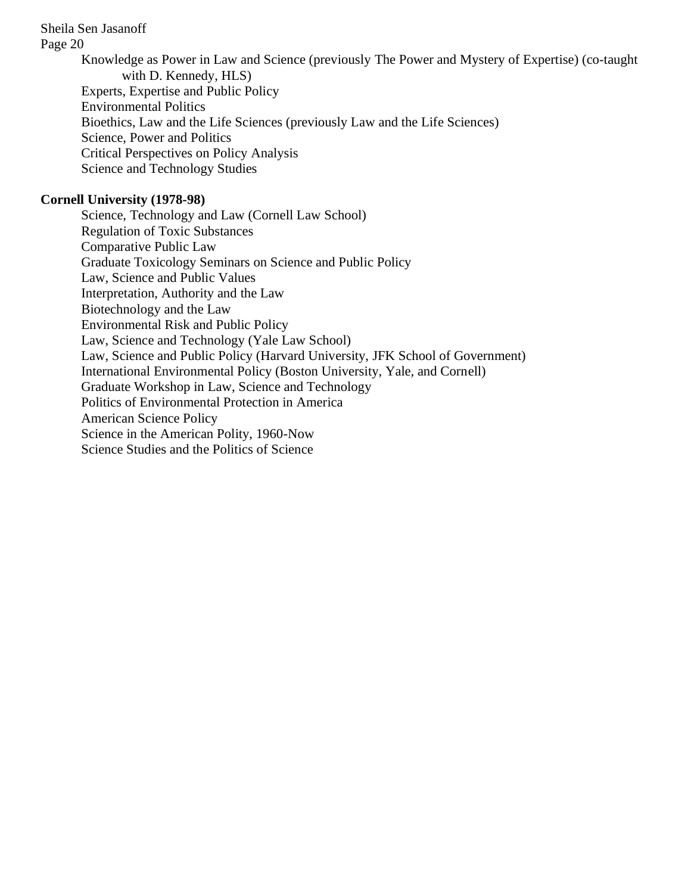Knowledge as Power in Law and Science (previously The Power and Mystery of Expertise) (co-taught with D. Kennedy, HLS)
Experts, Expertise and Public Policy
Environmental Politics
Bioethics, Law and the Life Sciences (previously Law and the Life Sciences)
Science, Power and Politics
Critical Perspectives on Policy Analysis
Science and Technology Studies

**Cornell University (1978-98)**

Science, Technology and Law (Cornell Law School)
Regulation of Toxic Substances
Comparative Public Law
Graduate Toxicology Seminars on Science and Public Policy
Law, Science and Public Values
Interpretation, Authority and the Law
Biotechnology and the Law
Environmental Risk and Public Policy
Law, Science and Technology (Yale Law School)
Law, Science and Public Policy (Harvard University, JFK School of Government)
International Environmental Policy (Boston University, Yale, and Cornell)
Graduate Workshop in Law, Science and Technology
Politics of Environmental Protection in America
American Science Policy
Science in the American Polity, 1960-Now
Science Studies and the Politics of Science